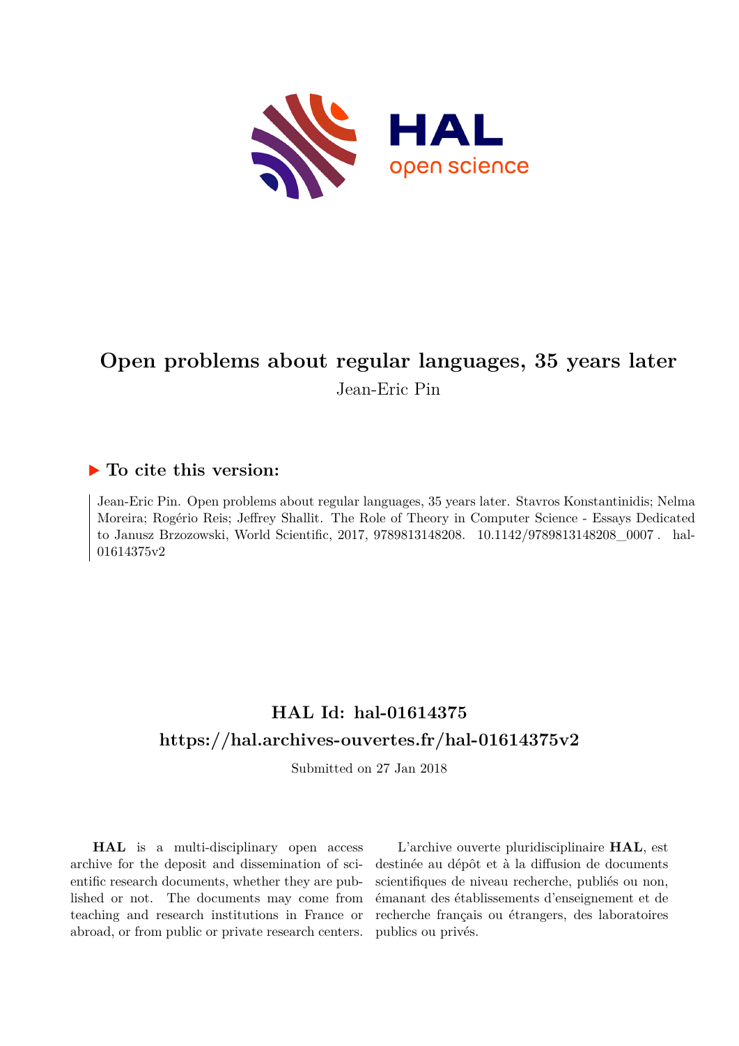# Open problems about regular languages, 35 years later

Jean-Eric Pin

## ▶ To cite this version:

Jean-Eric Pin. Open problems about regular languages, 35 years later. Stavros Konstantinidis; Nelma Moreira; Rogério Reis; Jeffrey Shallit. The Role of Theory in Computer Science - Essays Dedicated to Janusz Brzozowski, World Scientific, 2017, 9789813148208. 10.1142/9789813148208_0007 . hal-01614375v2

## HAL Id: hal-01614375

## https://hal.archives-ouvertes.fr/hal-01614375v2

Submitted on 27 Jan 2018

**HAL** is a multi-disciplinary open access archive for the deposit and dissemination of scientific research documents, whether they are published or not. The documents may come from teaching and research institutions in France or abroad, or from public or private research centers.

L'archive ouverte pluridisciplinaire **HAL**, est destinée au dépôt et à la diffusion de documents scientifiques de niveau recherche, publiés ou non, émanant des établissements d'enseignement et de recherche français ou étrangers, des laboratoires publics ou privés.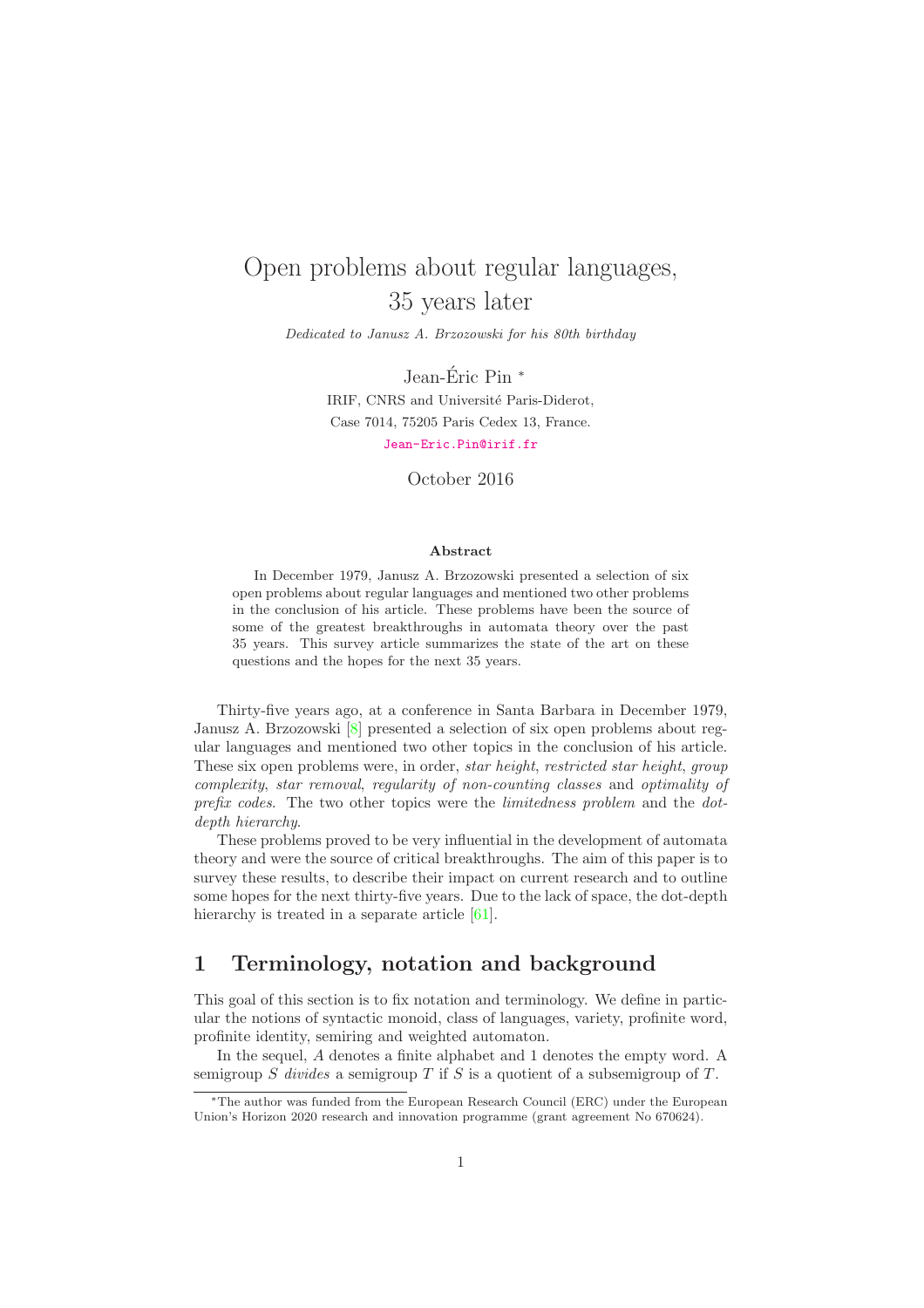# Open problems about regular languages, 35 years later

*Dedicated to Janusz A. Brzozowski for his 80th birthday*

Jean-Éric Pin [*]

IRIF, CNRS and Université Paris-Diderot,
Case 7014, 75205 Paris Cedex 13, France.
Jean-Eric.Pin@irif.fr

October 2016

**Abstract**

In December 1979, Janusz A. Brzozowski presented a selection of six open problems about regular languages and mentioned two other problems in the conclusion of his article. These problems have been the source of some of the greatest breakthroughs in automata theory over the past 35 years. This survey article summarizes the state of the art on these questions and the hopes for the next 35 years.

Thirty-five years ago, at a conference in Santa Barbara in December 1979, Janusz A. Brzozowski [8] presented a selection of six open problems about regular languages and mentioned two other topics in the conclusion of his article. These six open problems were, in order, *star height*, *restricted star height*, *group complexity*, *star removal*, *regularity of non-counting classes* and *optimality of prefix codes*. The two other topics were the *limitedness problem* and the *dot-depth hierarchy*.

These problems proved to be very influential in the development of automata theory and were the source of critical breakthroughs. The aim of this paper is to survey these results, to describe their impact on current research and to outline some hopes for the next thirty-five years. Due to the lack of space, the dot-depth hierarchy is treated in a separate article [61].

## 1 Terminology, notation and background

This goal of this section is to fix notation and terminology. We define in particular the notions of syntactic monoid, class of languages, variety, profinite word, profinite identity, semiring and weighted automaton.

In the sequel, $A$ denotes a finite alphabet and 1 denotes the empty word. A semigroup $S$ *divides* a semigroup $T$ if $S$ is a quotient of a subsemigroup of $T$.

[*] The author was funded from the European Research Council (ERC) under the European Union's Horizon 2020 research and innovation programme (grant agreement No 670624).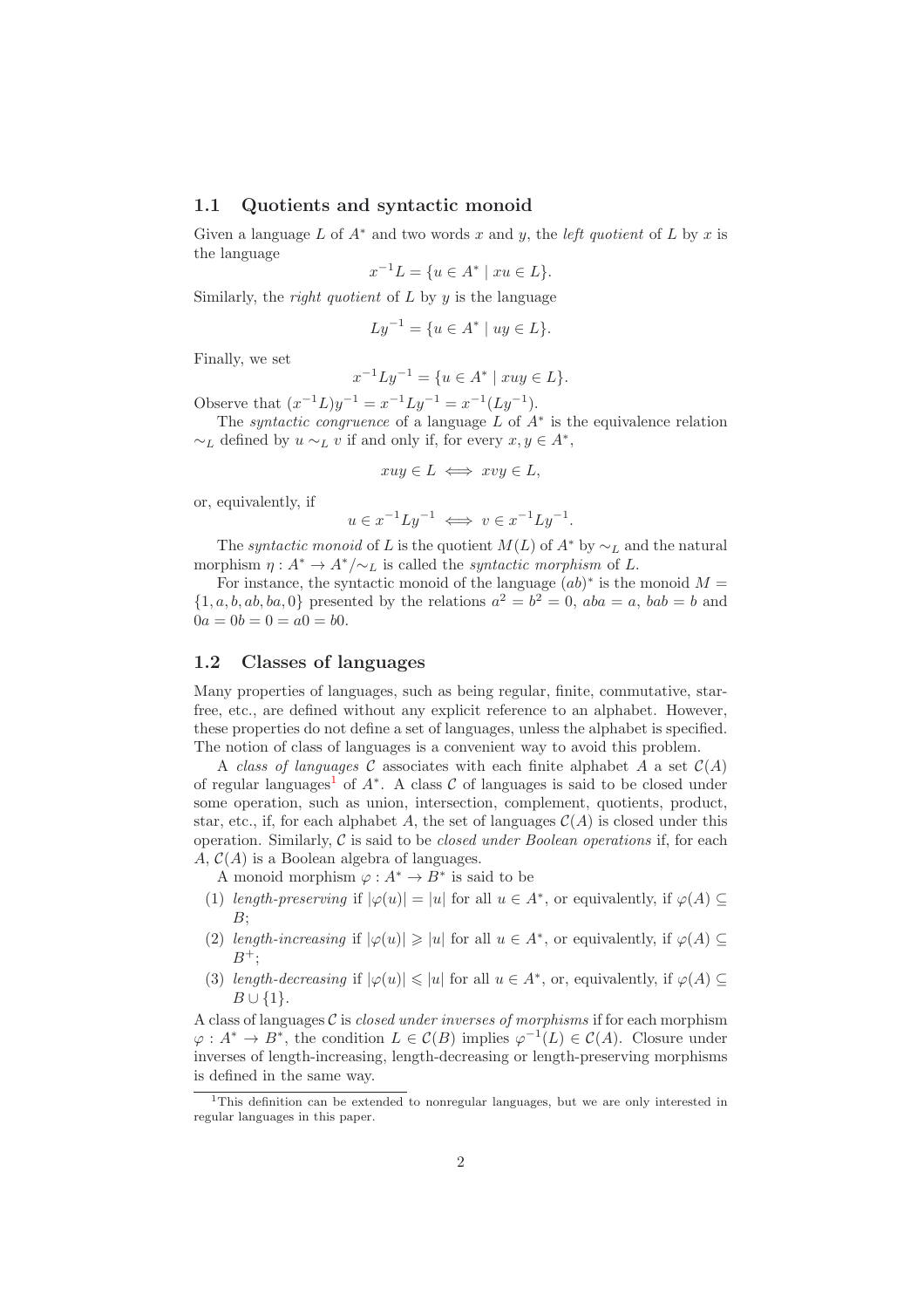### 1.1 Quotients and syntactic monoid

Given a language $L$ of $A^*$ and two words $x$ and $y$, the *left quotient* of $L$ by $x$ is the language

$$x^{-1}L = \{u \in A^* \mid xu \in L\}.$$

Similarly, the *right quotient* of $L$ by $y$ is the language

$$Ly^{-1} = \{u \in A^* \mid uy \in L\}.$$

Finally, we set

$$x^{-1}Ly^{-1} = \{u \in A^* \mid xuy \in L\}.$$

Observe that $(x^{-1}L)y^{-1} = x^{-1}Ly^{-1} = x^{-1}(Ly^{-1})$.

The *syntactic congruence* of a language $L$ of $A^*$ is the equivalence relation $\sim_L$ defined by $u \sim_L v$ if and only if, for every $x, y \in A^*$,

$$xuy \in L \iff xvy \in L,$$

or, equivalently, if

$$u \in x^{-1}Ly^{-1} \iff v \in x^{-1}Ly^{-1}.$$

The *syntactic monoid* of $L$ is the quotient $M(L)$ of $A^*$ by $\sim_L$ and the natural morphism $\eta : A^* \to A^*/{\sim_L}$ is called the *syntactic morphism* of $L$.

For instance, the syntactic monoid of the language $(ab)^*$ is the monoid $M = \{1, a, b, ab, ba, 0\}$ presented by the relations $a^2 = b^2 = 0$, $aba = a$, $bab = b$ and $0a = 0b = 0 = a0 = b0$.

### 1.2 Classes of languages

Many properties of languages, such as being regular, finite, commutative, star-free, etc., are defined without any explicit reference to an alphabet. However, these properties do not define a set of languages, unless the alphabet is specified. The notion of class of languages is a convenient way to avoid this problem.

A *class of languages* $\mathcal{C}$ associates with each finite alphabet $A$ a set $\mathcal{C}(A)$ of regular languages[1] of $A^*$. A class $\mathcal{C}$ of languages is said to be closed under some operation, such as union, intersection, complement, quotients, product, star, etc., if, for each alphabet $A$, the set of languages $\mathcal{C}(A)$ is closed under this operation. Similarly, $\mathcal{C}$ is said to be *closed under Boolean operations* if, for each $A$, $\mathcal{C}(A)$ is a Boolean algebra of languages.

A monoid morphism $\varphi : A^* \to B^*$ is said to be

1. *length-preserving* if $|\varphi(u)| = |u|$ for all $u \in A^*$, or equivalently, if $\varphi(A) \subseteq B$;
2. *length-increasing* if $|\varphi(u)| \geqslant |u|$ for all $u \in A^*$, or equivalently, if $\varphi(A) \subseteq B^+$;
3. *length-decreasing* if $|\varphi(u)| \leqslant |u|$ for all $u \in A^*$, or, equivalently, if $\varphi(A) \subseteq B \cup \{1\}$.

A class of languages $\mathcal{C}$ is *closed under inverses of morphisms* if for each morphism $\varphi : A^* \to B^*$, the condition $L \in \mathcal{C}(B)$ implies $\varphi^{-1}(L) \in \mathcal{C}(A)$. Closure under inverses of length-increasing, length-decreasing or length-preserving morphisms is defined in the same way.

[1] This definition can be extended to nonregular languages, but we are only interested in regular languages in this paper.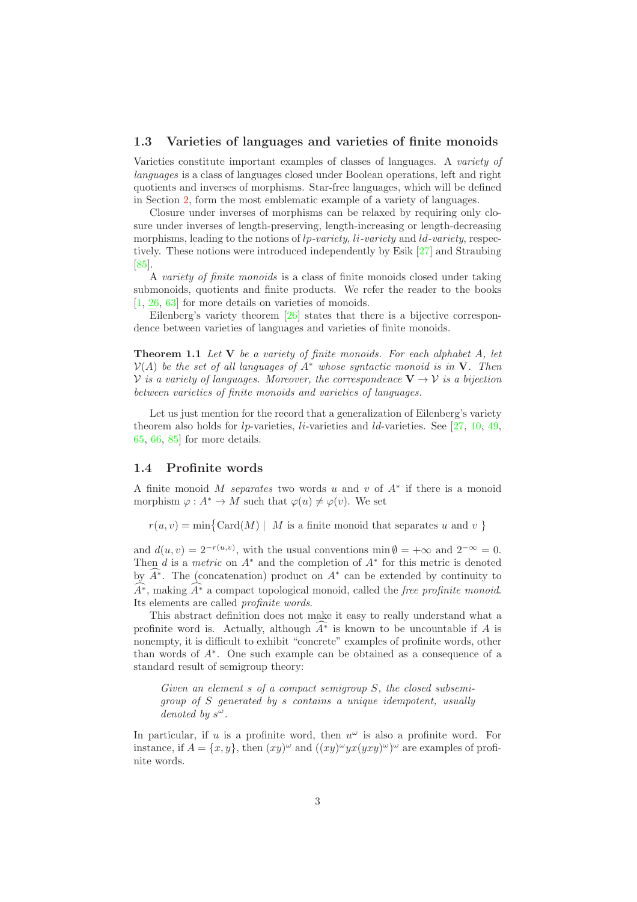### 1.3 Varieties of languages and varieties of finite monoids

Varieties constitute important examples of classes of languages. A *variety of languages* is a class of languages closed under Boolean operations, left and right quotients and inverses of morphisms. Star-free languages, which will be defined in Section 2, form the most emblematic example of a variety of languages.

Closure under inverses of morphisms can be relaxed by requiring only closure under inverses of length-preserving, length-increasing or length-decreasing morphisms, leading to the notions of *lp-variety*, *li-variety* and *ld-variety*, respectively. These notions were introduced independently by Esik [27] and Straubing [85].

A *variety of finite monoids* is a class of finite monoids closed under taking submonoids, quotients and finite products. We refer the reader to the books [1, 26, 63] for more details on varieties of monoids.

Eilenberg's variety theorem [26] states that there is a bijective correspondence between varieties of languages and varieties of finite monoids.

**Theorem 1.1** *Let $\mathbf{V}$ be a variety of finite monoids. For each alphabet $A$, let $\mathcal{V}(A)$ be the set of all languages of $A^*$ whose syntactic monoid is in $\mathbf{V}$. Then $\mathcal{V}$ is a variety of languages. Moreover, the correspondence $\mathbf{V} \to \mathcal{V}$ is a bijection between varieties of finite monoids and varieties of languages.*

Let us just mention for the record that a generalization of Eilenberg's variety theorem also holds for *lp*-varieties, *li*-varieties and *ld*-varieties. See [27, 10, 49, 65, 66, 85] for more details.

### 1.4 Profinite words

A finite monoid $M$ *separates* two words $u$ and $v$ of $A^*$ if there is a monoid morphism $\varphi : A^* \to M$ such that $\varphi(u) \neq \varphi(v)$. We set

$$r(u, v) = \min\{\mathrm{Card}(M) \mid M \text{ is a finite monoid that separates } u \text{ and } v\}$$

and $d(u, v) = 2^{-r(u,v)}$, with the usual conventions $\min \emptyset = +\infty$ and $2^{-\infty} = 0$. Then $d$ is a *metric* on $A^*$ and the completion of $A^*$ for this metric is denoted by $\widehat{A^*}$. The (concatenation) product on $A^*$ can be extended by continuity to $\widehat{A^*}$, making $\widehat{A^*}$ a compact topological monoid, called the *free profinite monoid*. Its elements are called *profinite words*.

This abstract definition does not make it easy to really understand what a profinite word is. Actually, although $\widehat{A^*}$ is known to be uncountable if $A$ is nonempty, it is difficult to exhibit "concrete" examples of profinite words, other than words of $A^*$. One such example can be obtained as a consequence of a standard result of semigroup theory:

> *Given an element $s$ of a compact semigroup $S$, the closed subsemigroup of $S$ generated by $s$ contains a unique idempotent, usually denoted by $s^\omega$.*

In particular, if $u$ is a profinite word, then $u^\omega$ is also a profinite word. For instance, if $A = \{x, y\}$, then $(xy)^\omega$ and $((xy)^\omega yx(yxy)^\omega)^\omega$ are examples of profinite words.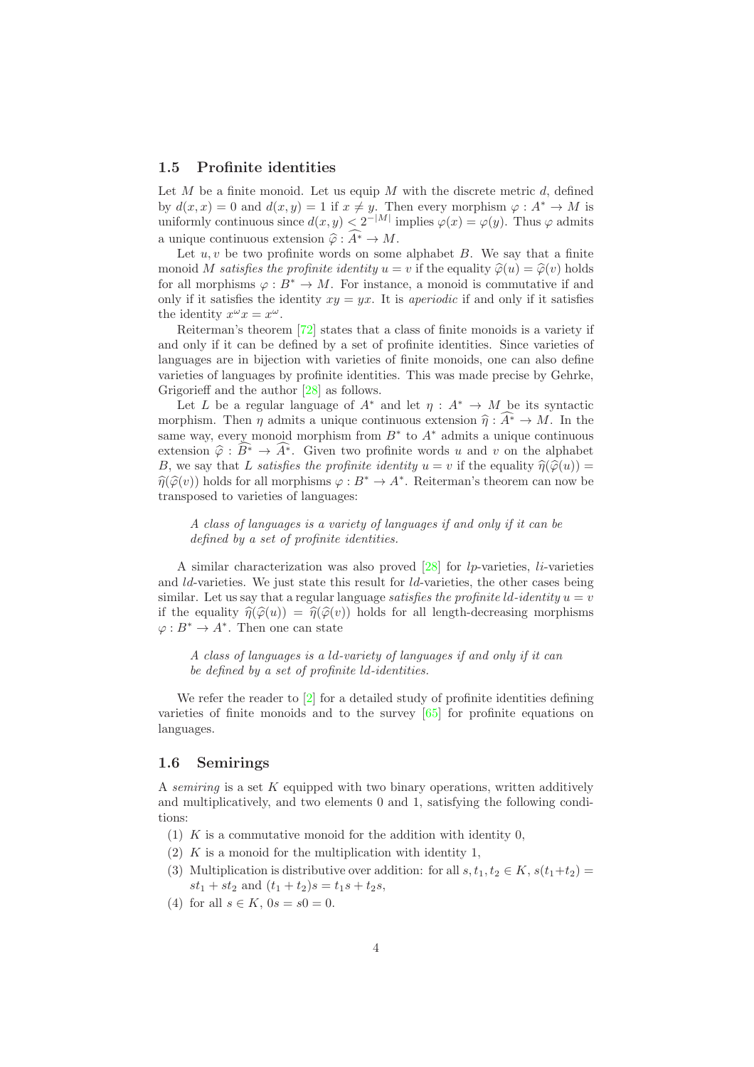### 1.5 Profinite identities

Let $M$ be a finite monoid. Let us equip $M$ with the discrete metric $d$, defined by $d(x, x) = 0$ and $d(x, y) = 1$ if $x \neq y$. Then every morphism $\varphi : A^* \to M$ is uniformly continuous since $d(x, y) < 2^{-|M|}$ implies $\varphi(x) = \varphi(y)$. Thus $\varphi$ admits a unique continuous extension $\widehat{\varphi} : \widehat{A^*} \to M$.

Let $u, v$ be two profinite words on some alphabet $B$. We say that a finite monoid $M$ *satisfies the profinite identity* $u = v$ if the equality $\widehat{\varphi}(u) = \widehat{\varphi}(v)$ holds for all morphisms $\varphi : B^* \to M$. For instance, a monoid is commutative if and only if it satisfies the identity $xy = yx$. It is *aperiodic* if and only if it satisfies the identity $x^\omega x = x^\omega$.

Reiterman's theorem [72] states that a class of finite monoids is a variety if and only if it can be defined by a set of profinite identities. Since varieties of languages are in bijection with varieties of finite monoids, one can also define varieties of languages by profinite identities. This was made precise by Gehrke, Grigorieff and the author [28] as follows.

Let $L$ be a regular language of $A^*$ and let $\eta : A^* \to M$ be its syntactic morphism. Then $\eta$ admits a unique continuous extension $\widehat{\eta} : \widehat{A^*} \to M$. In the same way, every monoid morphism from $B^*$ to $A^*$ admits a unique continuous extension $\widehat{\varphi} : \widehat{B^*} \to \widehat{A^*}$. Given two profinite words $u$ and $v$ on the alphabet $B$, we say that $L$ *satisfies the profinite identity* $u = v$ if the equality $\widehat{\eta}(\widehat{\varphi}(u)) = \widehat{\eta}(\widehat{\varphi}(v))$ holds for all morphisms $\varphi : B^* \to A^*$. Reiterman's theorem can now be transposed to varieties of languages:

> *A class of languages is a variety of languages if and only if it can be defined by a set of profinite identities.*

A similar characterization was also proved [28] for *lp*-varieties, *li*-varieties and *ld*-varieties. We just state this result for *ld*-varieties, the other cases being similar. Let us say that a regular language *satisfies the profinite ld-identity* $u = v$ if the equality $\widehat{\eta}(\widehat{\varphi}(u)) = \widehat{\eta}(\widehat{\varphi}(v))$ holds for all length-decreasing morphisms $\varphi : B^* \to A^*$. Then one can state

> *A class of languages is a ld-variety of languages if and only if it can be defined by a set of profinite ld-identities.*

We refer the reader to [2] for a detailed study of profinite identities defining varieties of finite monoids and to the survey [65] for profinite equations on languages.

### 1.6 Semirings

A *semiring* is a set $K$ equipped with two binary operations, written additively and multiplicatively, and two elements 0 and 1, satisfying the following conditions:

(1) $K$ is a commutative monoid for the addition with identity 0,

(2) $K$ is a monoid for the multiplication with identity 1,

(3) Multiplication is distributive over addition: for all $s, t_1, t_2 \in K$, $s(t_1+t_2) = st_1 + st_2$ and $(t_1 + t_2)s = t_1s + t_2s$,

(4) for all $s \in K$, $0s = s0 = 0$.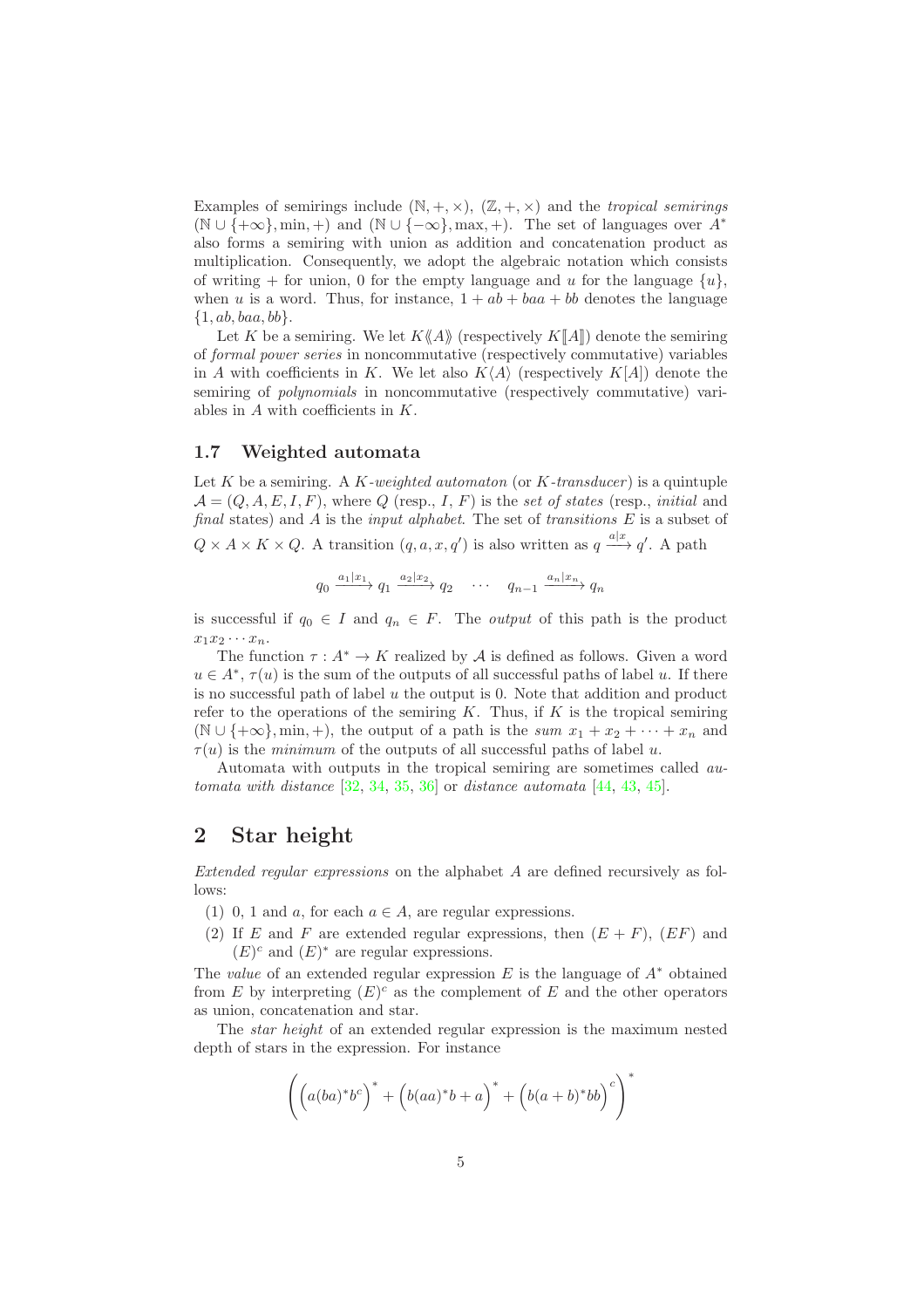Examples of semirings include $(\mathbb{N}, +, \times)$, $(\mathbb{Z}, +, \times)$ and the *tropical semirings* $(\mathbb{N} \cup \{+\infty\}, \min, +)$ and $(\mathbb{N} \cup \{-\infty\}, \max, +)$. The set of languages over $A^*$ also forms a semiring with union as addition and concatenation product as multiplication. Consequently, we adopt the algebraic notation which consists of writing $+$ for union, $0$ for the empty language and $u$ for the language $\{u\}$, when $u$ is a word. Thus, for instance, $1 + ab + baa + bb$ denotes the language $\{1, ab, baa, bb\}$.

Let $K$ be a semiring. We let $K\langle\!\langle A \rangle\!\rangle$ (respectively $K[\![A]\!]$) denote the semiring of *formal power series* in noncommutative (respectively commutative) variables in $A$ with coefficients in $K$. We let also $K\langle A\rangle$ (respectively $K[A]$) denote the semiring of *polynomials* in noncommutative (respectively commutative) variables in $A$ with coefficients in $K$.

### 1.7 Weighted automata

Let $K$ be a semiring. A *$K$-weighted automaton* (or *$K$-transducer*) is a quintuple $\mathcal{A} = (Q, A, E, I, F)$, where $Q$ (resp., $I$, $F$) is the *set of states* (resp., *initial* and *final* states) and $A$ is the *input alphabet*. The set of *transitions* $E$ is a subset of $Q \times A \times K \times Q$. A transition $(q, a, x, q')$ is also written as $q \xrightarrow{a|x} q'$. A path

$$q_0 \xrightarrow{a_1|x_1} q_1 \xrightarrow{a_2|x_2} q_2 \quad \cdots \quad q_{n-1} \xrightarrow{a_n|x_n} q_n$$

is successful if $q_0 \in I$ and $q_n \in F$. The *output* of this path is the product $x_1 x_2 \cdots x_n$.

The function $\tau : A^* \to K$ realized by $\mathcal{A}$ is defined as follows. Given a word $u \in A^*$, $\tau(u)$ is the sum of the outputs of all successful paths of label $u$. If there is no successful path of label $u$ the output is 0. Note that addition and product refer to the operations of the semiring $K$. Thus, if $K$ is the tropical semiring $(\mathbb{N} \cup \{+\infty\}, \min, +)$, the output of a path is the *sum* $x_1 + x_2 + \cdots + x_n$ and $\tau(u)$ is the *minimum* of the outputs of all successful paths of label $u$.

Automata with outputs in the tropical semiring are sometimes called *automata with distance* [32, 34, 35, 36] or *distance automata* [44, 43, 45].

## 2 Star height

*Extended regular expressions* on the alphabet $A$ are defined recursively as follows:

(1) $0$, $1$ and $a$, for each $a \in A$, are regular expressions.

(2) If $E$ and $F$ are extended regular expressions, then $(E + F)$, $(EF)$ and $(E)^c$ and $(E)^*$ are regular expressions.

The *value* of an extended regular expression $E$ is the language of $A^*$ obtained from $E$ by interpreting $(E)^c$ as the complement of $E$ and the other operators as union, concatenation and star.

The *star height* of an extended regular expression is the maximum nested depth of stars in the expression. For instance

$$\Big(\Big(a(ba)^*b^c\Big)^* + \Big(b(aa)^*b + a\Big)^* + \Big(b(a+b)^*bb\Big)^c\Big)^*$$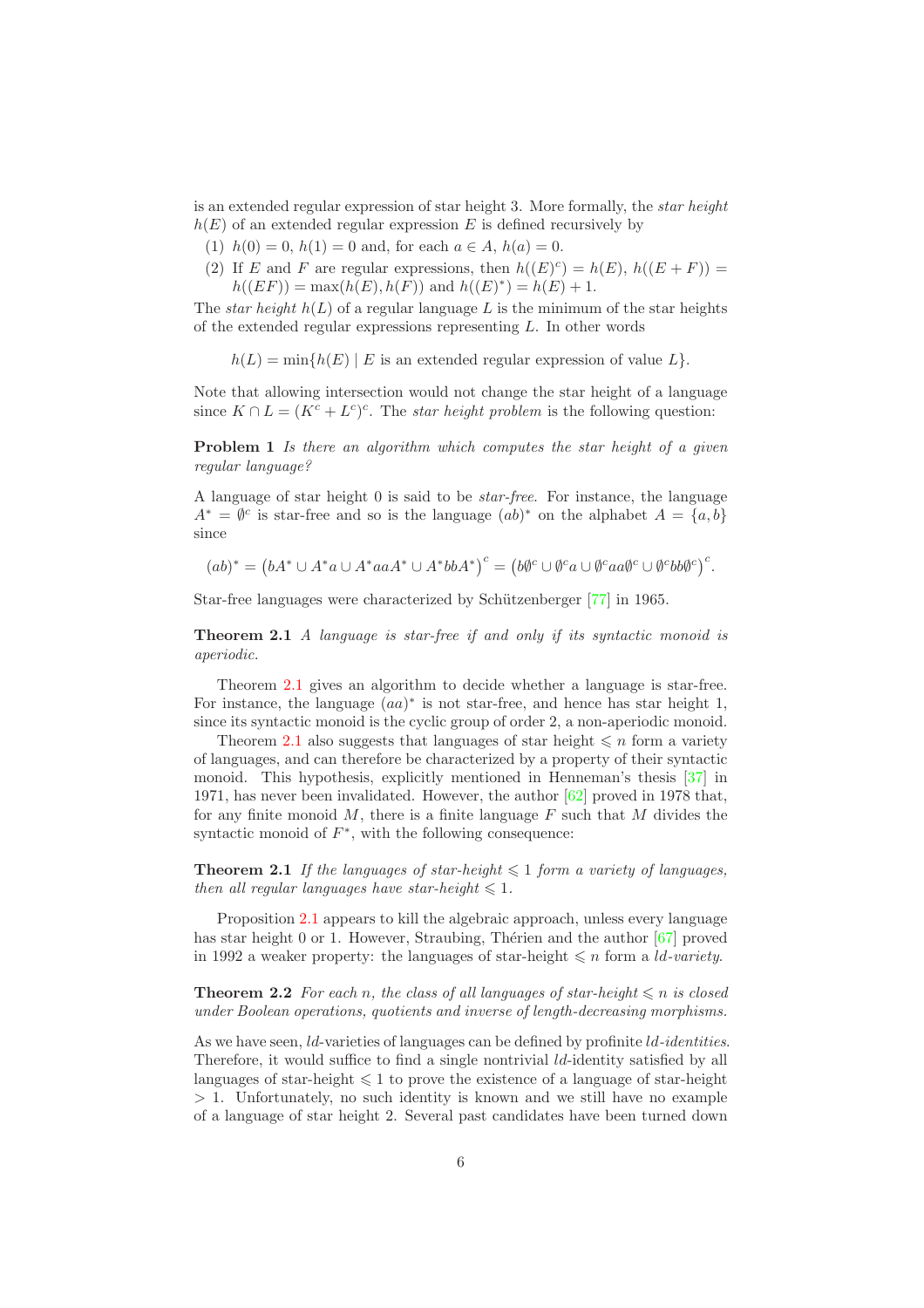is an extended regular expression of star height 3. More formally, the *star height* $h(E)$ of an extended regular expression $E$ is defined recursively by

(1) $h(0) = 0$, $h(1) = 0$ and, for each $a \in A$, $h(a) = 0$.

(2) If $E$ and $F$ are regular expressions, then $h((E)^c) = h(E)$, $h((E+F)) = h((EF)) = \max(h(E), h(F))$ and $h((E)^*) = h(E) + 1$.

The *star height* $h(L)$ of a regular language $L$ is the minimum of the star heights of the extended regular expressions representing $L$. In other words

$$h(L) = \min\{h(E) \mid E \text{ is an extended regular expression of value } L\}.$$

Note that allowing intersection would not change the star height of a language since $K \cap L = (K^c + L^c)^c$. The *star height problem* is the following question:

**Problem 1** *Is there an algorithm which computes the star height of a given regular language?*

A language of star height 0 is said to be *star-free*. For instance, the language $A^* = \emptyset^c$ is star-free and so is the language $(ab)^*$ on the alphabet $A = \{a, b\}$ since

$$(ab)^* = \left(bA^* \cup A^*a \cup A^*aaA^* \cup A^*bbA^*\right)^c = \left(b\emptyset^c \cup \emptyset^c a \cup \emptyset^c aa\emptyset^c \cup \emptyset^c bb\emptyset^c\right)^c.$$

Star-free languages were characterized by Schützenberger [77] in 1965.

**Theorem 2.1** *A language is star-free if and only if its syntactic monoid is aperiodic.*

Theorem 2.1 gives an algorithm to decide whether a language is star-free. For instance, the language $(aa)^*$ is not star-free, and hence has star height 1, since its syntactic monoid is the cyclic group of order 2, a non-aperiodic monoid.

Theorem 2.1 also suggests that languages of star height $\leqslant n$ form a variety of languages, and can therefore be characterized by a property of their syntactic monoid. This hypothesis, explicitly mentioned in Henneman's thesis [37] in 1971, has never been invalidated. However, the author [62] proved in 1978 that, for any finite monoid $M$, there is a finite language $F$ such that $M$ divides the syntactic monoid of $F^*$, with the following consequence:

**Theorem 2.1** *If the languages of star-height $\leqslant 1$ form a variety of languages, then all regular languages have star-height $\leqslant 1$.*

Proposition 2.1 appears to kill the algebraic approach, unless every language has star height 0 or 1. However, Straubing, Thérien and the author [67] proved in 1992 a weaker property: the languages of star-height $\leqslant n$ form a *ld-variety*.

**Theorem 2.2** *For each $n$, the class of all languages of star-height $\leqslant n$ is closed under Boolean operations, quotients and inverse of length-decreasing morphisms.*

As we have seen, *ld*-varieties of languages can be defined by profinite *ld-identities*. Therefore, it would suffice to find a single nontrivial *ld*-identity satisfied by all languages of star-height $\leqslant 1$ to prove the existence of a language of star-height $> 1$. Unfortunately, no such identity is known and we still have no example of a language of star height 2. Several past candidates have been turned down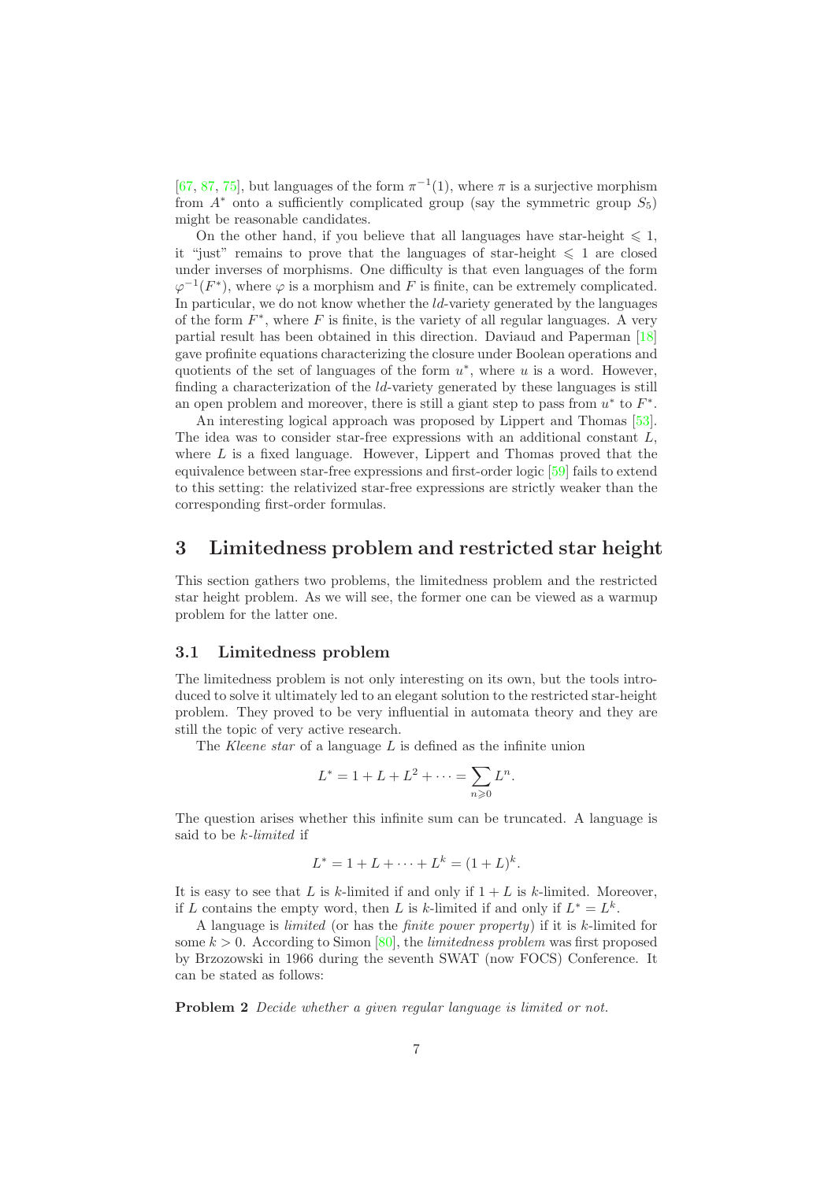[67, 87, 75], but languages of the form $\pi^{-1}(1)$, where $\pi$ is a surjective morphism from $A^*$ onto a sufficiently complicated group (say the symmetric group $S_5$) might be reasonable candidates.

On the other hand, if you believe that all languages have star-height $\leqslant 1$, it "just" remains to prove that the languages of star-height $\leqslant 1$ are closed under inverses of morphisms. One difficulty is that even languages of the form $\varphi^{-1}(F^*)$, where $\varphi$ is a morphism and $F$ is finite, can be extremely complicated. In particular, we do not know whether the $ld$-variety generated by the languages of the form $F^*$, where $F$ is finite, is the variety of all regular languages. A very partial result has been obtained in this direction. Daviaud and Paperman [18] gave profinite equations characterizing the closure under Boolean operations and quotients of the set of languages of the form $u^*$, where $u$ is a word. However, finding a characterization of the $ld$-variety generated by these languages is still an open problem and moreover, there is still a giant step to pass from $u^*$ to $F^*$.

An interesting logical approach was proposed by Lippert and Thomas [53]. The idea was to consider star-free expressions with an additional constant $L$, where $L$ is a fixed language. However, Lippert and Thomas proved that the equivalence between star-free expressions and first-order logic [59] fails to extend to this setting: the relativized star-free expressions are strictly weaker than the corresponding first-order formulas.

# 3 Limitedness problem and restricted star height

This section gathers two problems, the limitedness problem and the restricted star height problem. As we will see, the former one can be viewed as a warmup problem for the latter one.

## 3.1 Limitedness problem

The limitedness problem is not only interesting on its own, but the tools introduced to solve it ultimately led to an elegant solution to the restricted star-height problem. They proved to be very influential in automata theory and they are still the topic of very active research.

The *Kleene star* of a language $L$ is defined as the infinite union

$$L^* = 1 + L + L^2 + \cdots = \sum_{n \geqslant 0} L^n.$$

The question arises whether this infinite sum can be truncated. A language is said to be *k-limited* if

$$L^* = 1 + L + \cdots + L^k = (1 + L)^k.$$

It is easy to see that $L$ is $k$-limited if and only if $1 + L$ is $k$-limited. Moreover, if $L$ contains the empty word, then $L$ is $k$-limited if and only if $L^* = L^k$.

A language is *limited* (or has the *finite power property*) if it is $k$-limited for some $k > 0$. According to Simon [80], the *limitedness problem* was first proposed by Brzozowski in 1966 during the seventh SWAT (now FOCS) Conference. It can be stated as follows:

**Problem 2** *Decide whether a given regular language is limited or not.*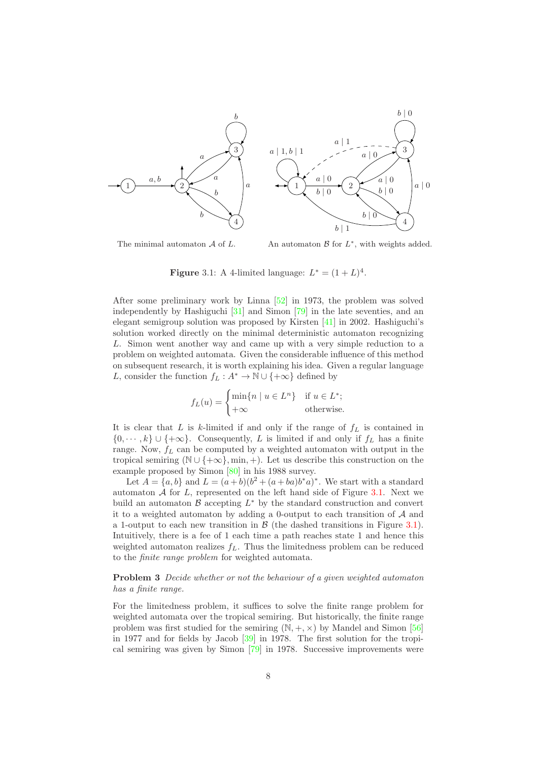The minimal automaton $\mathcal{A}$ of $L$.

An automaton $\mathcal{B}$ for $L^*$, with weights added.

**Figure** 3.1: A 4-limited language: $L^* = (1 + L)^4$.

After some preliminary work by Linna [52] in 1973, the problem was solved independently by Hashiguchi [31] and Simon [79] in the late seventies, and an elegant semigroup solution was proposed by Kirsten [41] in 2002. Hashiguchi's solution worked directly on the minimal deterministic automaton recognizing $L$. Simon went another way and came up with a very simple reduction to a problem on weighted automata. Given the considerable influence of this method on subsequent research, it is worth explaining his idea. Given a regular language $L$, consider the function $f_L : A^* \to \mathbb{N} \cup \{+\infty\}$ defined by

$$f_L(u) = \begin{cases} \min\{n \mid u \in L^n\} & \text{if } u \in L^*; \\ +\infty & \text{otherwise.} \end{cases}$$

It is clear that $L$ is $k$-limited if and only if the range of $f_L$ is contained in $\{0, \cdots, k\} \cup \{+\infty\}$. Consequently, $L$ is limited if and only if $f_L$ has a finite range. Now, $f_L$ can be computed by a weighted automaton with output in the tropical semiring $(\mathbb{N} \cup \{+\infty\}, \min, +)$. Let us describe this construction on the example proposed by Simon [80] in his 1988 survey.

Let $A = \{a, b\}$ and $L = (a + b)(b^2 + (a + ba)b^*a)^*$. We start with a standard automaton $\mathcal{A}$ for $L$, represented on the left hand side of Figure 3.1. Next we build an automaton $\mathcal{B}$ accepting $L^*$ by the standard construction and convert it to a weighted automaton by adding a 0-output to each transition of $\mathcal{A}$ and a 1-output to each new transition in $\mathcal{B}$ (the dashed transitions in Figure 3.1). Intuitively, there is a fee of 1 each time a path reaches state 1 and hence this weighted automaton realizes $f_L$. Thus the limitedness problem can be reduced to the *finite range problem* for weighted automata.

**Problem 3** *Decide whether or not the behaviour of a given weighted automaton has a finite range.*

For the limitedness problem, it suffices to solve the finite range problem for weighted automata over the tropical semiring. But historically, the finite range problem was first studied for the semiring $(\mathbb{N}, +, \times)$ by Mandel and Simon [56] in 1977 and for fields by Jacob [39] in 1978. The first solution for the tropical semiring was given by Simon [79] in 1978. Successive improvements were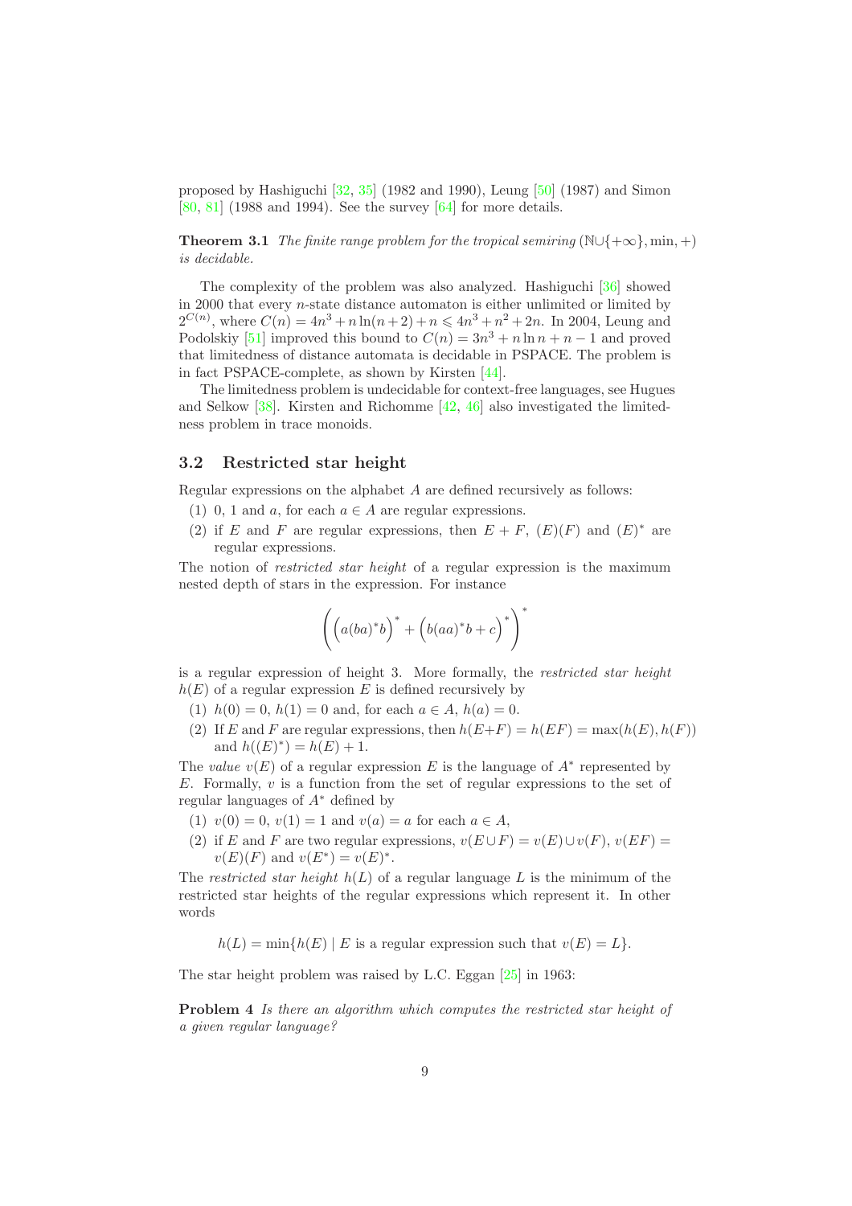proposed by Hashiguchi [32, 35] (1982 and 1990), Leung [50] (1987) and Simon [80, 81] (1988 and 1994). See the survey [64] for more details.

**Theorem 3.1** *The finite range problem for the tropical semiring* $(\mathbb{N}\cup\{+\infty\}, \min, +)$ *is decidable.*

The complexity of the problem was also analyzed. Hashiguchi [36] showed in 2000 that every $n$-state distance automaton is either unlimited or limited by $2^{C(n)}$, where $C(n) = 4n^3 + n\ln(n+2) + n \leqslant 4n^3 + n^2 + 2n$. In 2004, Leung and Podolskiy [51] improved this bound to $C(n) = 3n^3 + n\ln n + n - 1$ and proved that limitedness of distance automata is decidable in PSPACE. The problem is in fact PSPACE-complete, as shown by Kirsten [44].

The limitedness problem is undecidable for context-free languages, see Hugues and Selkow [38]. Kirsten and Richomme [42, 46] also investigated the limitedness problem in trace monoids.

## 3.2 Restricted star height

Regular expressions on the alphabet $A$ are defined recursively as follows:

(1) $0$, $1$ and $a$, for each $a \in A$ are regular expressions.

(2) if $E$ and $F$ are regular expressions, then $E + F$, $(E)(F)$ and $(E)^*$ are regular expressions.

The notion of *restricted star height* of a regular expression is the maximum nested depth of stars in the expression. For instance

$$\left(\left(a(ba)^*b\right)^* + \left(b(aa)^*b + c\right)^*\right)^*$$

is a regular expression of height 3. More formally, the *restricted star height* $h(E)$ of a regular expression $E$ is defined recursively by

(1) $h(0) = 0$, $h(1) = 0$ and, for each $a \in A$, $h(a) = 0$.

(2) If $E$ and $F$ are regular expressions, then $h(E+F) = h(EF) = \max(h(E), h(F))$ and $h((E)^*) = h(E) + 1$.

The *value* $v(E)$ of a regular expression $E$ is the language of $A^*$ represented by $E$. Formally, $v$ is a function from the set of regular expressions to the set of regular languages of $A^*$ defined by

(1) $v(0) = 0$, $v(1) = 1$ and $v(a) = a$ for each $a \in A$,

(2) if $E$ and $F$ are two regular expressions, $v(E \cup F) = v(E) \cup v(F)$, $v(EF) = v(E)(F)$ and $v(E^*) = v(E)^*$.

The *restricted star height* $h(L)$ of a regular language $L$ is the minimum of the restricted star heights of the regular expressions which represent it. In other words

$$h(L) = \min\{h(E) \mid E \text{ is a regular expression such that } v(E) = L\}.$$

The star height problem was raised by L.C. Eggan [25] in 1963:

**Problem 4** *Is there an algorithm which computes the restricted star height of a given regular language?*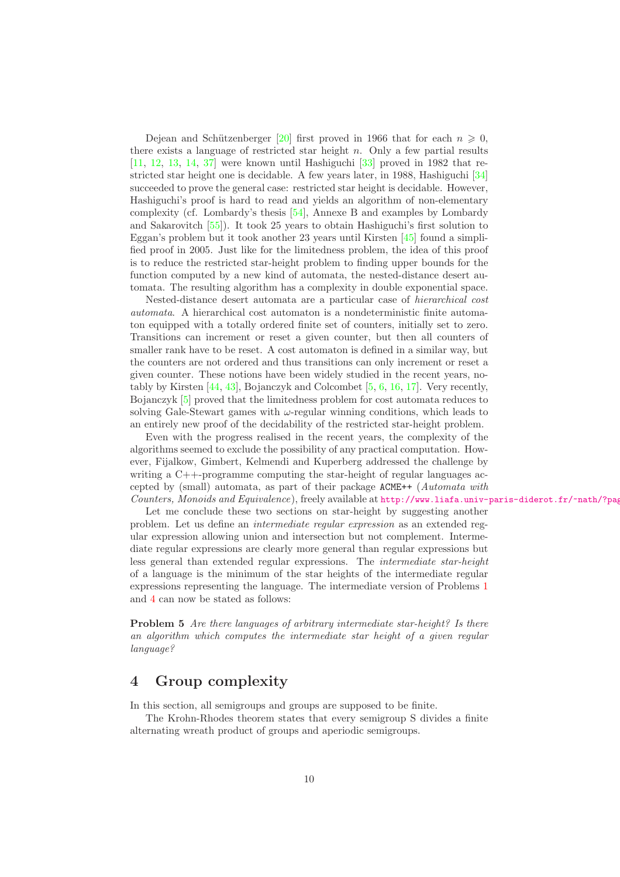Dejean and Schützenberger [20] first proved in 1966 that for each $n \geqslant 0$, there exists a language of restricted star height $n$. Only a few partial results [11, 12, 13, 14, 37] were known until Hashiguchi [33] proved in 1982 that restricted star height one is decidable. A few years later, in 1988, Hashiguchi [34] succeeded to prove the general case: restricted star height is decidable. However, Hashiguchi's proof is hard to read and yields an algorithm of non-elementary complexity (cf. Lombardy's thesis [54], Annexe B and examples by Lombardy and Sakarovitch [55]). It took 25 years to obtain Hashiguchi's first solution to Eggan's problem but it took another 23 years until Kirsten [45] found a simplified proof in 2005. Just like for the limitedness problem, the idea of this proof is to reduce the restricted star-height problem to finding upper bounds for the function computed by a new kind of automata, the nested-distance desert automata. The resulting algorithm has a complexity in double exponential space.

Nested-distance desert automata are a particular case of *hierarchical cost automata*. A hierarchical cost automaton is a nondeterministic finite automaton equipped with a totally ordered finite set of counters, initially set to zero. Transitions can increment or reset a given counter, but then all counters of smaller rank have to be reset. A cost automaton is defined in a similar way, but the counters are not ordered and thus transitions can only increment or reset a given counter. These notions have been widely studied in the recent years, notably by Kirsten [44, 43], Bojanczyk and Colcombet [5, 6, 16, 17]. Very recently, Bojanczyk [5] proved that the limitedness problem for cost automata reduces to solving Gale-Stewart games with $\omega$-regular winning conditions, which leads to an entirely new proof of the decidability of the restricted star-height problem.

Even with the progress realised in the recent years, the complexity of the algorithms seemed to exclude the possibility of any practical computation. However, Fijalkow, Gimbert, Kelmendi and Kuperberg addressed the challenge by writing a C++-programme computing the star-height of regular languages accepted by (small) automata, as part of their package `ACME++` (*Automata with Counters, Monoids and Equivalence*), freely available at http://www.liafa.univ-paris-diderot.fr/~nath/?pag

Let me conclude these two sections on star-height by suggesting another problem. Let us define an *intermediate regular expression* as an extended regular expression allowing union and intersection but not complement. Intermediate regular expressions are clearly more general than regular expressions but less general than extended regular expressions. The *intermediate star-height* of a language is the minimum of the star heights of the intermediate regular expressions representing the language. The intermediate version of Problems 1 and 4 can now be stated as follows:

**Problem 5** *Are there languages of arbitrary intermediate star-height? Is there an algorithm which computes the intermediate star height of a given regular language?*

## 4 Group complexity

In this section, all semigroups and groups are supposed to be finite.

The Krohn-Rhodes theorem states that every semigroup S divides a finite alternating wreath product of groups and aperiodic semigroups.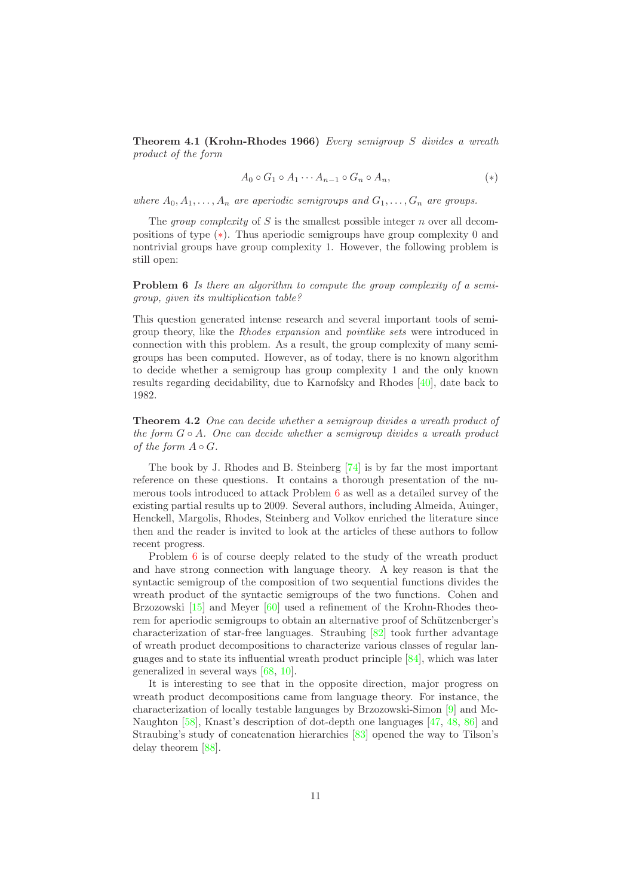**Theorem 4.1 (Krohn-Rhodes 1966)** *Every semigroup $S$ divides a wreath product of the form*

$$A_0 \circ G_1 \circ A_1 \cdots A_{n-1} \circ G_n \circ A_n, \qquad (*)$$

*where $A_0, A_1, \ldots, A_n$ are aperiodic semigroups and $G_1, \ldots, G_n$ are groups.*

The *group complexity* of $S$ is the smallest possible integer $n$ over all decompositions of type $(*)$. Thus aperiodic semigroups have group complexity 0 and nontrivial groups have group complexity 1. However, the following problem is still open:

**Problem 6** *Is there an algorithm to compute the group complexity of a semigroup, given its multiplication table?*

This question generated intense research and several important tools of semigroup theory, like the *Rhodes expansion* and *pointlike sets* were introduced in connection with this problem. As a result, the group complexity of many semigroups has been computed. However, as of today, there is no known algorithm to decide whether a semigroup has group complexity 1 and the only known results regarding decidability, due to Karnofsky and Rhodes [40], date back to 1982.

**Theorem 4.2** *One can decide whether a semigroup divides a wreath product of the form $G \circ A$. One can decide whether a semigroup divides a wreath product of the form $A \circ G$.*

The book by J. Rhodes and B. Steinberg [74] is by far the most important reference on these questions. It contains a thorough presentation of the numerous tools introduced to attack Problem 6 as well as a detailed survey of the existing partial results up to 2009. Several authors, including Almeida, Auinger, Henckell, Margolis, Rhodes, Steinberg and Volkov enriched the literature since then and the reader is invited to look at the articles of these authors to follow recent progress.

Problem 6 is of course deeply related to the study of the wreath product and have strong connection with language theory. A key reason is that the syntactic semigroup of the composition of two sequential functions divides the wreath product of the syntactic semigroups of the two functions. Cohen and Brzozowski [15] and Meyer [60] used a refinement of the Krohn-Rhodes theorem for aperiodic semigroups to obtain an alternative proof of Schützenberger's characterization of star-free languages. Straubing [82] took further advantage of wreath product decompositions to characterize various classes of regular languages and to state its influential wreath product principle [84], which was later generalized in several ways [68, 10].

It is interesting to see that in the opposite direction, major progress on wreath product decompositions came from language theory. For instance, the characterization of locally testable languages by Brzozowski-Simon [9] and McNaughton [58], Knast's description of dot-depth one languages [47, 48, 86] and Straubing's study of concatenation hierarchies [83] opened the way to Tilson's delay theorem [88].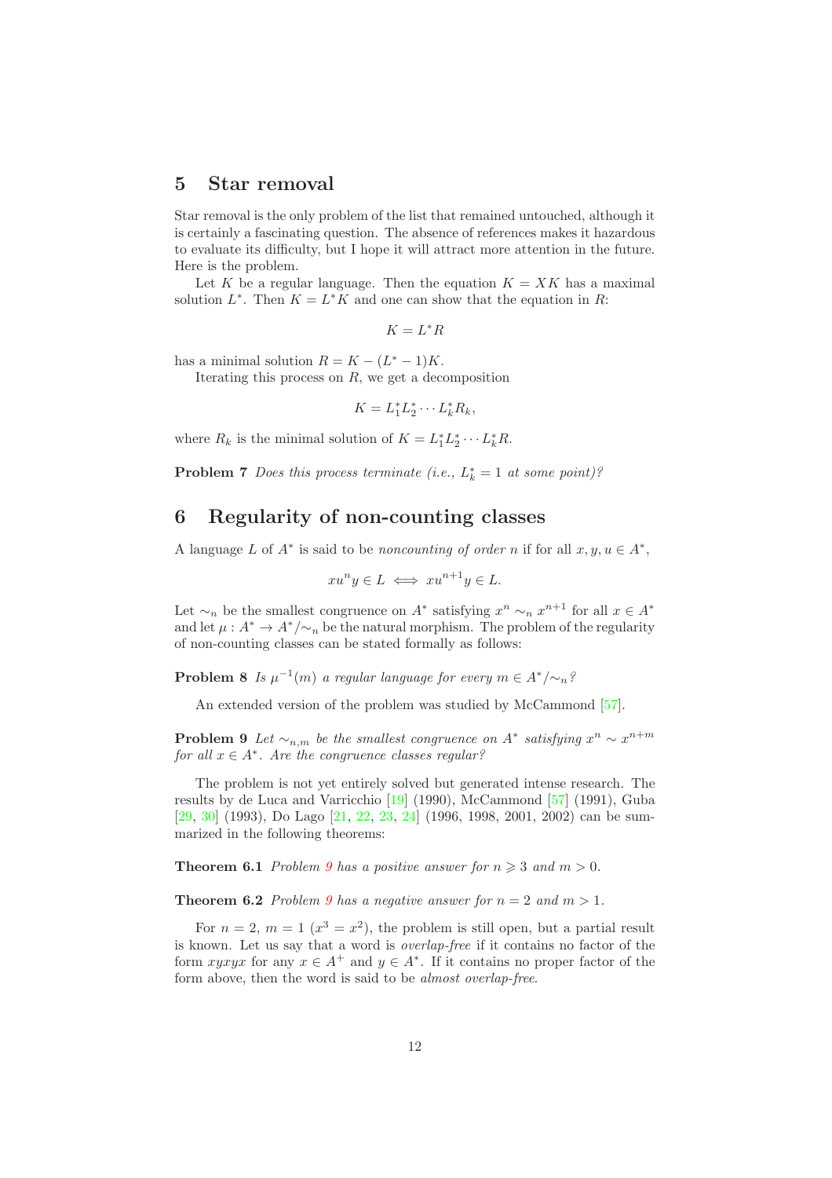## 5 Star removal

Star removal is the only problem of the list that remained untouched, although it is certainly a fascinating question. The absence of references makes it hazardous to evaluate its difficulty, but I hope it will attract more attention in the future. Here is the problem.

Let $K$ be a regular language. Then the equation $K = XK$ has a maximal solution $L^*$. Then $K = L^*K$ and one can show that the equation in $R$:

$$K = L^*R$$

has a minimal solution $R = K - (L^* - 1)K$.

Iterating this process on $R$, we get a decomposition

$$K = L_1^* L_2^* \cdots L_k^* R_k,$$

where $R_k$ is the minimal solution of $K = L_1^* L_2^* \cdots L_k^* R$.

**Problem 7** *Does this process terminate (i.e., $L_k^* = 1$ at some point)?*

## 6 Regularity of non-counting classes

A language $L$ of $A^*$ is said to be *noncounting of order $n$* if for all $x, y, u \in A^*$,

$$xu^n y \in L \iff xu^{n+1}y \in L.$$

Let $\sim_n$ be the smallest congruence on $A^*$ satisfying $x^n \sim_n x^{n+1}$ for all $x \in A^*$ and let $\mu : A^* \to A^*/{\sim_n}$ be the natural morphism. The problem of the regularity of non-counting classes can be stated formally as follows:

**Problem 8** *Is $\mu^{-1}(m)$ a regular language for every $m \in A^*/{\sim_n}$?*

An extended version of the problem was studied by McCammond [57].

**Problem 9** *Let $\sim_{n,m}$ be the smallest congruence on $A^*$ satisfying $x^n \sim x^{n+m}$ for all $x \in A^*$. Are the congruence classes regular?*

The problem is not yet entirely solved but generated intense research. The results by de Luca and Varricchio [19] (1990), McCammond [57] (1991), Guba [29, 30] (1993), Do Lago [21, 22, 23, 24] (1996, 1998, 2001, 2002) can be summarized in the following theorems:

**Theorem 6.1** *Problem 9 has a positive answer for $n \geqslant 3$ and $m > 0$.*

**Theorem 6.2** *Problem 9 has a negative answer for $n = 2$ and $m > 1$.*

For $n = 2$, $m = 1$ ($x^3 = x^2$), the problem is still open, but a partial result is known. Let us say that a word is *overlap-free* if it contains no factor of the form $xyxyx$ for any $x \in A^+$ and $y \in A^*$. If it contains no proper factor of the form above, then the word is said to be *almost overlap-free*.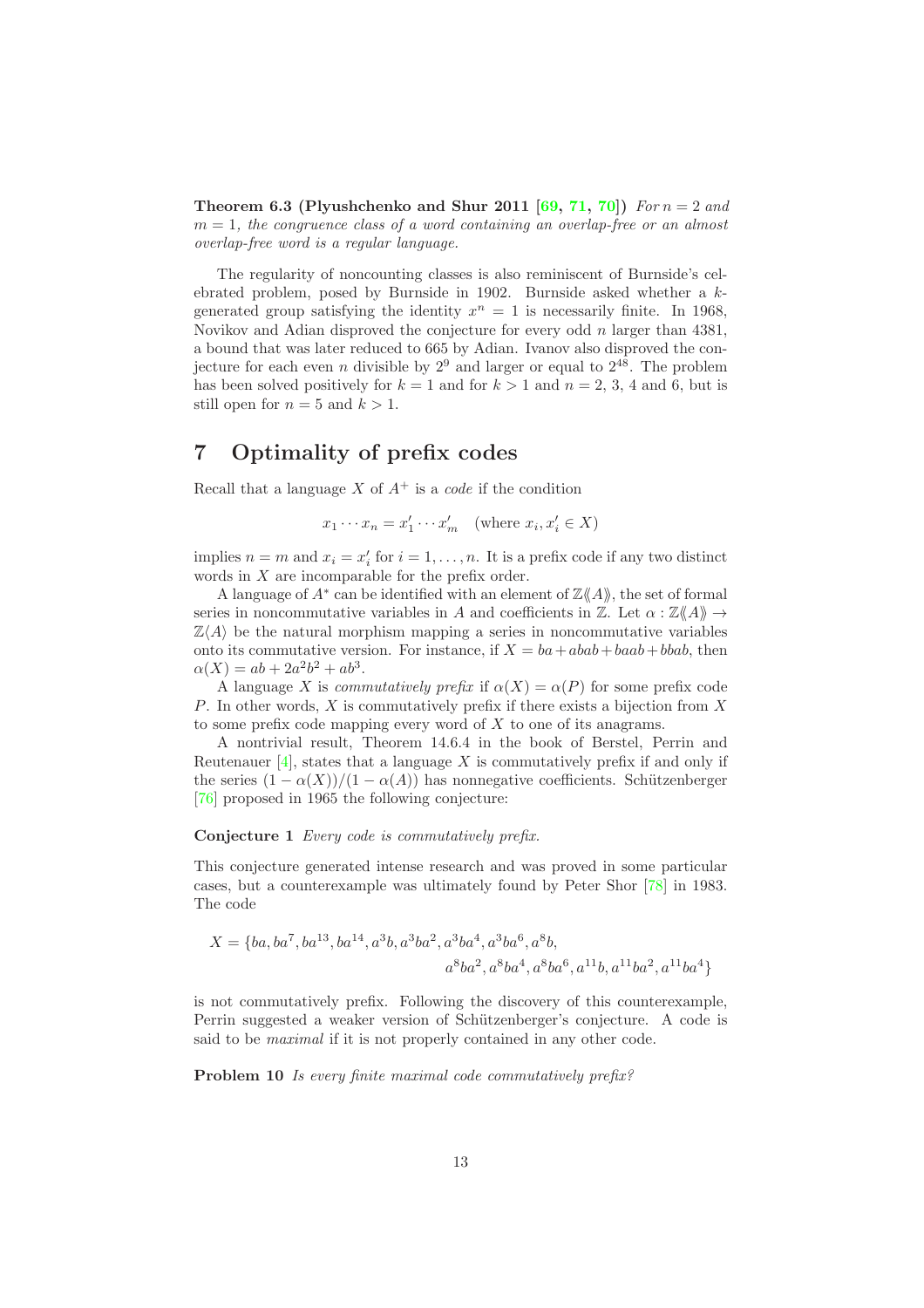**Theorem 6.3 (Plyushchenko and Shur 2011 [69, 71, 70])** *For $n = 2$ and $m = 1$, the congruence class of a word containing an overlap-free or an almost overlap-free word is a regular language.*

The regularity of noncounting classes is also reminiscent of Burnside's celebrated problem, posed by Burnside in 1902. Burnside asked whether a $k$-generated group satisfying the identity $x^n = 1$ is necessarily finite. In 1968, Novikov and Adian disproved the conjecture for every odd $n$ larger than 4381, a bound that was later reduced to 665 by Adian. Ivanov also disproved the conjecture for each even $n$ divisible by $2^9$ and larger or equal to $2^{48}$. The problem has been solved positively for $k = 1$ and for $k > 1$ and $n = 2$, 3, 4 and 6, but is still open for $n = 5$ and $k > 1$.

# 7 Optimality of prefix codes

Recall that a language $X$ of $A^+$ is a *code* if the condition

$$x_1 \cdots x_n = x'_1 \cdots x'_m \quad \text{(where } x_i, x'_i \in X\text{)}$$

implies $n = m$ and $x_i = x'_i$ for $i = 1, \ldots, n$. It is a prefix code if any two distinct words in $X$ are incomparable for the prefix order.

A language of $A^*$ can be identified with an element of $\mathbb{Z}\langle\langle A \rangle\rangle$, the set of formal series in noncommutative variables in $A$ and coefficients in $\mathbb{Z}$. Let $\alpha : \mathbb{Z}\langle\langle A \rangle\rangle \to \mathbb{Z}\langle A \rangle$ be the natural morphism mapping a series in noncommutative variables onto its commutative version. For instance, if $X = ba + abab + baab + bbab$, then $\alpha(X) = ab + 2a^2b^2 + ab^3$.

A language $X$ is *commutatively prefix* if $\alpha(X) = \alpha(P)$ for some prefix code $P$. In other words, $X$ is commutatively prefix if there exists a bijection from $X$ to some prefix code mapping every word of $X$ to one of its anagrams.

A nontrivial result, Theorem 14.6.4 in the book of Berstel, Perrin and Reutenauer [4], states that a language $X$ is commutatively prefix if and only if the series $(1 - \alpha(X))/(1 - \alpha(A))$ has nonnegative coefficients. Schützenberger [76] proposed in 1965 the following conjecture:

**Conjecture 1** *Every code is commutatively prefix.*

This conjecture generated intense research and was proved in some particular cases, but a counterexample was ultimately found by Peter Shor [78] in 1983. The code

$$X = \{ba, ba^7, ba^{13}, ba^{14}, a^3b, a^3ba^2, a^3ba^4, a^3ba^6, a^8b, \\ a^8ba^2, a^8ba^4, a^8ba^6, a^{11}b, a^{11}ba^2, a^{11}ba^4\}$$

is not commutatively prefix. Following the discovery of this counterexample, Perrin suggested a weaker version of Schützenberger's conjecture. A code is said to be *maximal* if it is not properly contained in any other code.

**Problem 10** *Is every finite maximal code commutatively prefix?*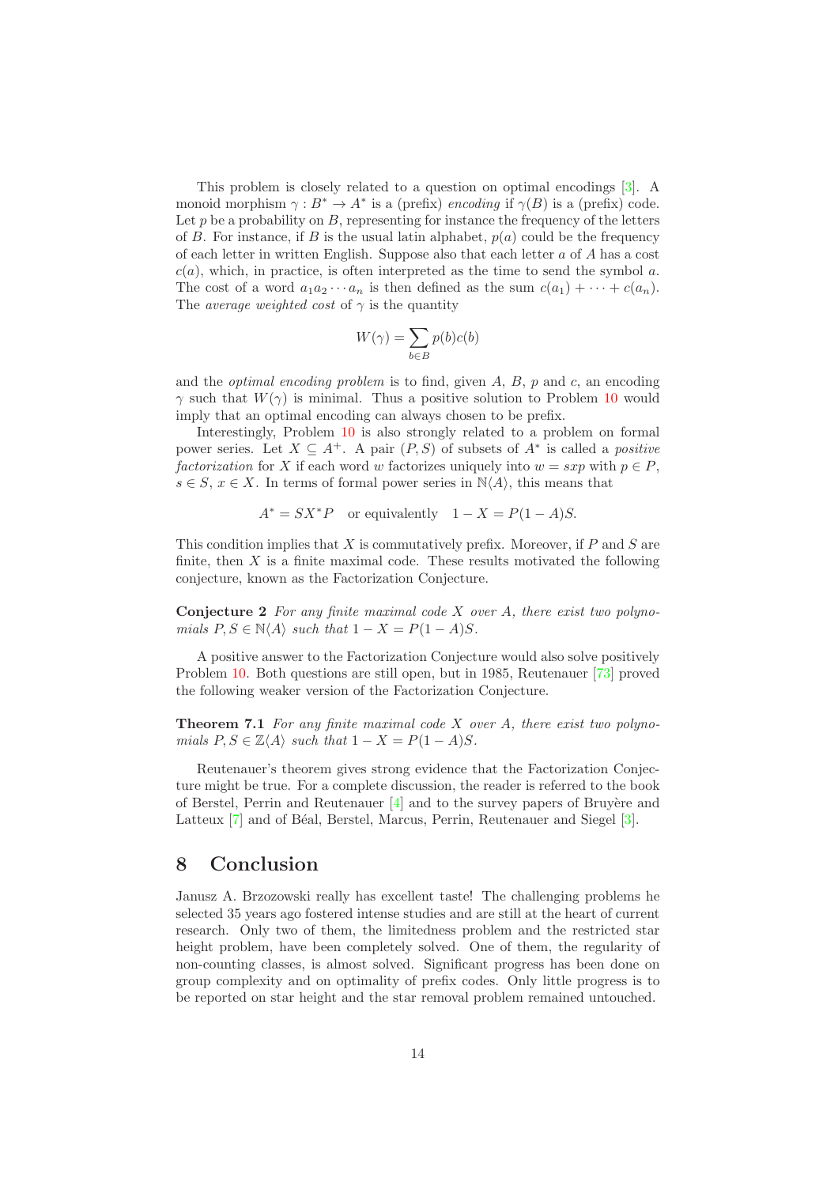This problem is closely related to a question on optimal encodings [3]. A monoid morphism $\gamma : B^* \to A^*$ is a (prefix) *encoding* if $\gamma(B)$ is a (prefix) code. Let $p$ be a probability on $B$, representing for instance the frequency of the letters of $B$. For instance, if $B$ is the usual latin alphabet, $p(a)$ could be the frequency of each letter in written English. Suppose also that each letter $a$ of $A$ has a cost $c(a)$, which, in practice, is often interpreted as the time to send the symbol $a$. The cost of a word $a_1 a_2 \cdots a_n$ is then defined as the sum $c(a_1) + \cdots + c(a_n)$. The *average weighted cost* of $\gamma$ is the quantity

$$W(\gamma) = \sum_{b \in B} p(b)c(b)$$

and the *optimal encoding problem* is to find, given $A$, $B$, $p$ and $c$, an encoding $\gamma$ such that $W(\gamma)$ is minimal. Thus a positive solution to Problem 10 would imply that an optimal encoding can always chosen to be prefix.

Interestingly, Problem 10 is also strongly related to a problem on formal power series. Let $X \subseteq A^+$. A pair $(P, S)$ of subsets of $A^*$ is called a *positive factorization* for $X$ if each word $w$ factorizes uniquely into $w = sxp$ with $p \in P$, $s \in S$, $x \in X$. In terms of formal power series in $\mathbb{N}\langle A \rangle$, this means that

$$A^* = SX^*P \quad \text{or equivalently} \quad 1 - X = P(1 - A)S.$$

This condition implies that $X$ is commutatively prefix. Moreover, if $P$ and $S$ are finite, then $X$ is a finite maximal code. These results motivated the following conjecture, known as the Factorization Conjecture.

**Conjecture 2** *For any finite maximal code $X$ over $A$, there exist two polynomials $P, S \in \mathbb{N}\langle A \rangle$ such that $1 - X = P(1 - A)S$.*

A positive answer to the Factorization Conjecture would also solve positively Problem 10. Both questions are still open, but in 1985, Reutenauer [73] proved the following weaker version of the Factorization Conjecture.

**Theorem 7.1** *For any finite maximal code $X$ over $A$, there exist two polynomials $P, S \in \mathbb{Z}\langle A \rangle$ such that $1 - X = P(1 - A)S$.*

Reutenauer's theorem gives strong evidence that the Factorization Conjecture might be true. For a complete discussion, the reader is referred to the book of Berstel, Perrin and Reutenauer [4] and to the survey papers of Bruyère and Latteux [7] and of Béal, Berstel, Marcus, Perrin, Reutenauer and Siegel [3].

# 8 Conclusion

Janusz A. Brzozowski really has excellent taste! The challenging problems he selected 35 years ago fostered intense studies and are still at the heart of current research. Only two of them, the limitedness problem and the restricted star height problem, have been completely solved. One of them, the regularity of non-counting classes, is almost solved. Significant progress has been done on group complexity and on optimality of prefix codes. Only little progress is to be reported on star height and the star removal problem remained untouched.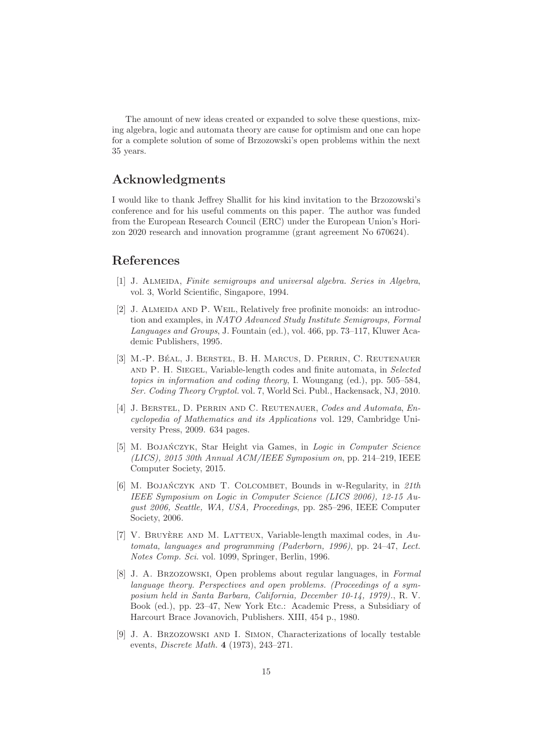The amount of new ideas created or expanded to solve these questions, mixing algebra, logic and automata theory are cause for optimism and one can hope for a complete solution of some of Brzozowski's open problems within the next 35 years.

## Acknowledgments

I would like to thank Jeffrey Shallit for his kind invitation to the Brzozowski's conference and for his useful comments on this paper. The author was funded from the European Research Council (ERC) under the European Union's Horizon 2020 research and innovation programme (grant agreement No 670624).

## References

[1] J. Almeida, *Finite semigroups and universal algebra. Series in Algebra*, vol. 3, World Scientific, Singapore, 1994.

[2] J. Almeida and P. Weil, Relatively free profinite monoids: an introduction and examples, in *NATO Advanced Study Institute Semigroups, Formal Languages and Groups*, J. Fountain (ed.), vol. 466, pp. 73–117, Kluwer Academic Publishers, 1995.

[3] M.-P. Béal, J. Berstel, B. H. Marcus, D. Perrin, C. Reutenauer and P. H. Siegel, Variable-length codes and finite automata, in *Selected topics in information and coding theory*, I. Woungang (ed.), pp. 505–584, *Ser. Coding Theory Cryptol.* vol. 7, World Sci. Publ., Hackensack, NJ, 2010.

[4] J. Berstel, D. Perrin and C. Reutenauer, *Codes and Automata*, *Encyclopedia of Mathematics and its Applications* vol. 129, Cambridge University Press, 2009. 634 pages.

[5] M. Bojańczyk, Star Height via Games, in *Logic in Computer Science (LICS), 2015 30th Annual ACM/IEEE Symposium on*, pp. 214–219, IEEE Computer Society, 2015.

[6] M. Bojańczyk and T. Colcombet, Bounds in w-Regularity, in *21th IEEE Symposium on Logic in Computer Science (LICS 2006), 12-15 August 2006, Seattle, WA, USA, Proceedings*, pp. 285–296, IEEE Computer Society, 2006.

[7] V. Bruyère and M. Latteux, Variable-length maximal codes, in *Automata, languages and programming (Paderborn, 1996)*, pp. 24–47, *Lect. Notes Comp. Sci.* vol. 1099, Springer, Berlin, 1996.

[8] J. A. Brzozowski, Open problems about regular languages, in *Formal language theory. Perspectives and open problems. (Proceedings of a symposium held in Santa Barbara, California, December 10-14, 1979).*, R. V. Book (ed.), pp. 23–47, New York Etc.: Academic Press, a Subsidiary of Harcourt Brace Jovanovich, Publishers. XIII, 454 p., 1980.

[9] J. A. Brzozowski and I. Simon, Characterizations of locally testable events, *Discrete Math.* **4** (1973), 243–271.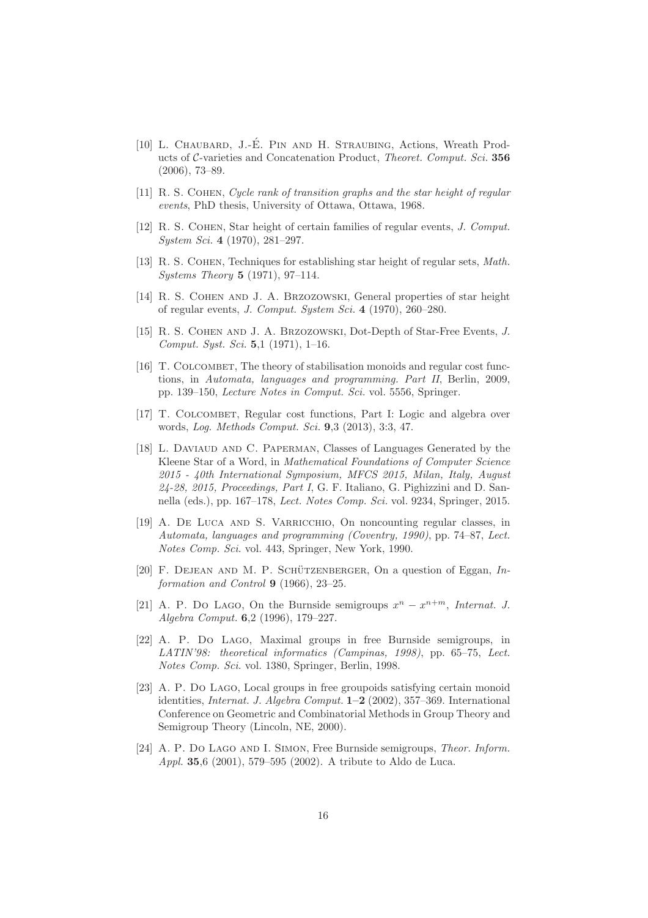[10] L. Chaubard, J.-É. Pin and H. Straubing, Actions, Wreath Products of $\mathcal{C}$-varieties and Concatenation Product, *Theoret. Comput. Sci.* **356** (2006), 73–89.

[11] R. S. Cohen, *Cycle rank of transition graphs and the star height of regular events*, PhD thesis, University of Ottawa, Ottawa, 1968.

[12] R. S. Cohen, Star height of certain families of regular events, *J. Comput. System Sci.* **4** (1970), 281–297.

[13] R. S. Cohen, Techniques for establishing star height of regular sets, *Math. Systems Theory* **5** (1971), 97–114.

[14] R. S. Cohen and J. A. Brzozowski, General properties of star height of regular events, *J. Comput. System Sci.* **4** (1970), 260–280.

[15] R. S. Cohen and J. A. Brzozowski, Dot-Depth of Star-Free Events, *J. Comput. Syst. Sci.* **5**,1 (1971), 1–16.

[16] T. Colcombet, The theory of stabilisation monoids and regular cost functions, in *Automata, languages and programming. Part II*, Berlin, 2009, pp. 139–150, *Lecture Notes in Comput. Sci.* vol. 5556, Springer.

[17] T. Colcombet, Regular cost functions, Part I: Logic and algebra over words, *Log. Methods Comput. Sci.* **9**,3 (2013), 3:3, 47.

[18] L. Daviaud and C. Paperman, Classes of Languages Generated by the Kleene Star of a Word, in *Mathematical Foundations of Computer Science 2015 - 40th International Symposium, MFCS 2015, Milan, Italy, August 24-28, 2015, Proceedings, Part I*, G. F. Italiano, G. Pighizzini and D. Sannella (eds.), pp. 167–178, *Lect. Notes Comp. Sci.* vol. 9234, Springer, 2015.

[19] A. De Luca and S. Varricchio, On noncounting regular classes, in *Automata, languages and programming (Coventry, 1990)*, pp. 74–87, *Lect. Notes Comp. Sci.* vol. 443, Springer, New York, 1990.

[20] F. Dejean and M. P. Schützenberger, On a question of Eggan, *Information and Control* **9** (1966), 23–25.

[21] A. P. Do Lago, On the Burnside semigroups $x^n = x^{n+m}$, *Internat. J. Algebra Comput.* **6**,2 (1996), 179–227.

[22] A. P. Do Lago, Maximal groups in free Burnside semigroups, in *LATIN'98: theoretical informatics (Campinas, 1998)*, pp. 65–75, *Lect. Notes Comp. Sci.* vol. 1380, Springer, Berlin, 1998.

[23] A. P. Do Lago, Local groups in free groupoids satisfying certain monoid identities, *Internat. J. Algebra Comput.* **1–2** (2002), 357–369. International Conference on Geometric and Combinatorial Methods in Group Theory and Semigroup Theory (Lincoln, NE, 2000).

[24] A. P. Do Lago and I. Simon, Free Burnside semigroups, *Theor. Inform. Appl.* **35**,6 (2001), 579–595 (2002). A tribute to Aldo de Luca.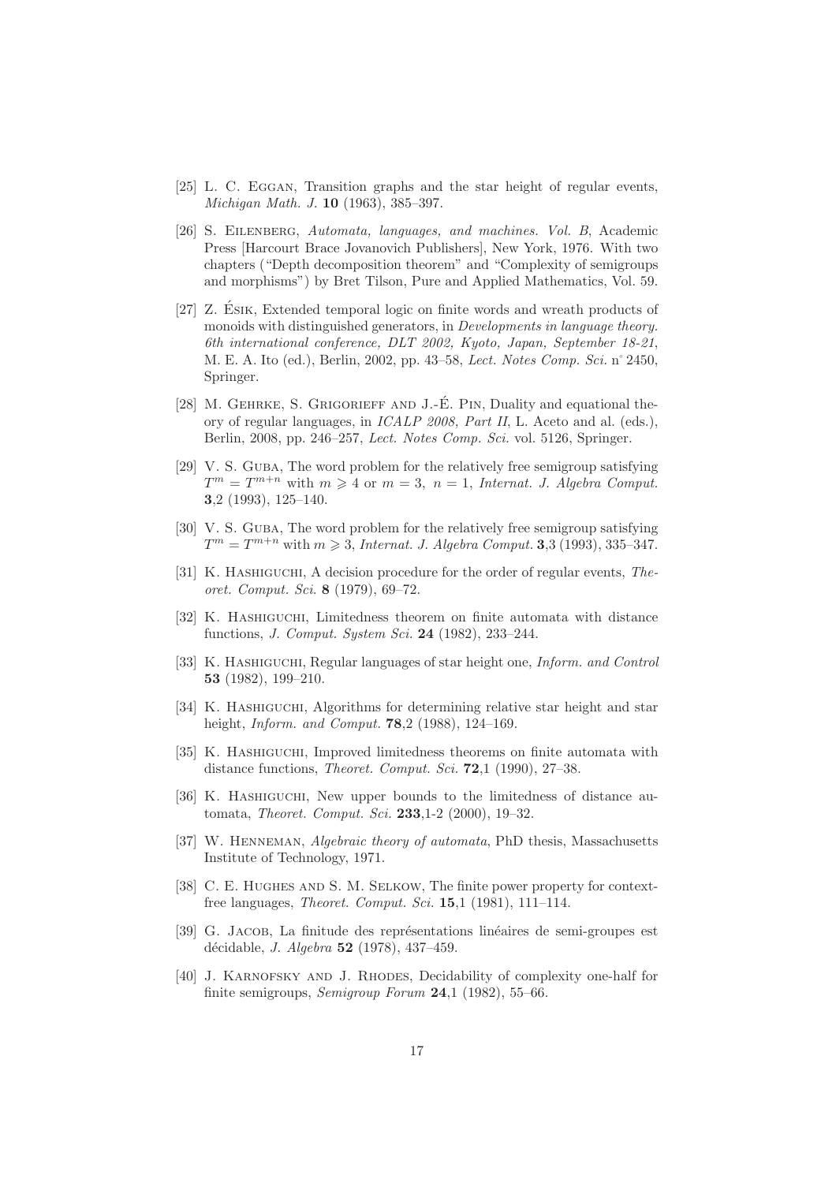[25] L. C. Eggan, Transition graphs and the star height of regular events, *Michigan Math. J.* **10** (1963), 385–397.

[26] S. Eilenberg, *Automata, languages, and machines. Vol. B*, Academic Press [Harcourt Brace Jovanovich Publishers], New York, 1976. With two chapters ("Depth decomposition theorem" and "Complexity of semigroups and morphisms") by Bret Tilson, Pure and Applied Mathematics, Vol. 59.

[27] Z. Ésik, Extended temporal logic on finite words and wreath products of monoids with distinguished generators, in *Developments in language theory. 6th international conference, DLT 2002, Kyoto, Japan, September 18-21*, M. E. A. Ito (ed.), Berlin, 2002, pp. 43–58, *Lect. Notes Comp. Sci.* n° 2450, Springer.

[28] M. Gehrke, S. Grigorieff and J.-É. Pin, Duality and equational theory of regular languages, in *ICALP 2008, Part II*, L. Aceto and al. (eds.), Berlin, 2008, pp. 246–257, *Lect. Notes Comp. Sci.* vol. 5126, Springer.

[29] V. S. Guba, The word problem for the relatively free semigroup satisfying $T^m = T^{m+n}$ with $m \geqslant 4$ or $m = 3,\ n = 1$, *Internat. J. Algebra Comput.* **3**,2 (1993), 125–140.

[30] V. S. Guba, The word problem for the relatively free semigroup satisfying $T^m = T^{m+n}$ with $m \geqslant 3$, *Internat. J. Algebra Comput.* **3**,3 (1993), 335–347.

[31] K. Hashiguchi, A decision procedure for the order of regular events, *Theoret. Comput. Sci.* **8** (1979), 69–72.

[32] K. Hashiguchi, Limitedness theorem on finite automata with distance functions, *J. Comput. System Sci.* **24** (1982), 233–244.

[33] K. Hashiguchi, Regular languages of star height one, *Inform. and Control* **53** (1982), 199–210.

[34] K. Hashiguchi, Algorithms for determining relative star height and star height, *Inform. and Comput.* **78**,2 (1988), 124–169.

[35] K. Hashiguchi, Improved limitedness theorems on finite automata with distance functions, *Theoret. Comput. Sci.* **72**,1 (1990), 27–38.

[36] K. Hashiguchi, New upper bounds to the limitedness of distance automata, *Theoret. Comput. Sci.* **233**,1-2 (2000), 19–32.

[37] W. Henneman, *Algebraic theory of automata*, PhD thesis, Massachusetts Institute of Technology, 1971.

[38] C. E. Hughes and S. M. Selkow, The finite power property for context-free languages, *Theoret. Comput. Sci.* **15**,1 (1981), 111–114.

[39] G. Jacob, La finitude des représentations linéaires de semi-groupes est décidable, *J. Algebra* **52** (1978), 437–459.

[40] J. Karnofsky and J. Rhodes, Decidability of complexity one-half for finite semigroups, *Semigroup Forum* **24**,1 (1982), 55–66.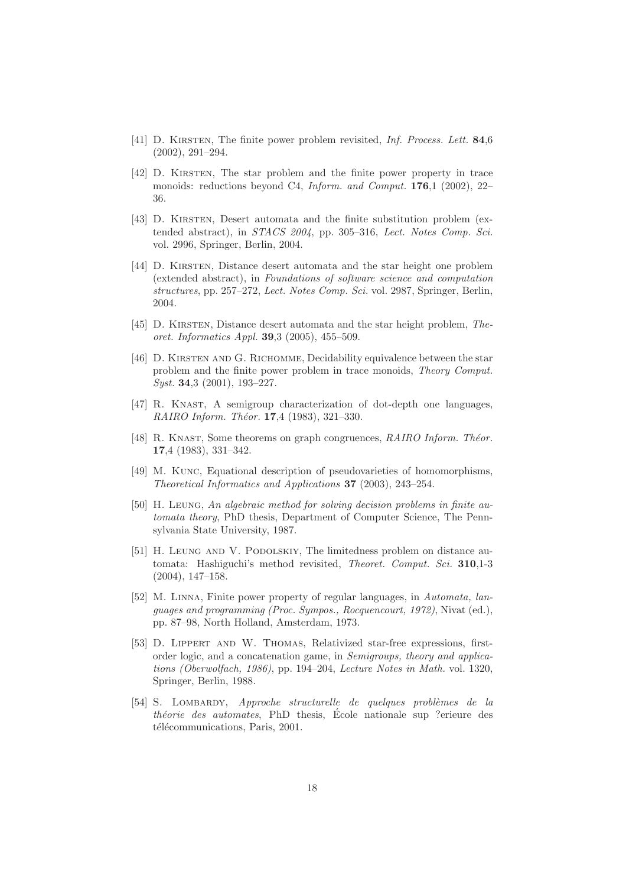[41] D. Kirsten, The finite power problem revisited, *Inf. Process. Lett.* **84**,6 (2002), 291–294.

[42] D. Kirsten, The star problem and the finite power property in trace monoids: reductions beyond C4, *Inform. and Comput.* **176**,1 (2002), 22–36.

[43] D. Kirsten, Desert automata and the finite substitution problem (extended abstract), in *STACS 2004*, pp. 305–316, *Lect. Notes Comp. Sci.* vol. 2996, Springer, Berlin, 2004.

[44] D. Kirsten, Distance desert automata and the star height one problem (extended abstract), in *Foundations of software science and computation structures*, pp. 257–272, *Lect. Notes Comp. Sci.* vol. 2987, Springer, Berlin, 2004.

[45] D. Kirsten, Distance desert automata and the star height problem, *Theoret. Informatics Appl.* **39**,3 (2005), 455–509.

[46] D. Kirsten and G. Richomme, Decidability equivalence between the star problem and the finite power problem in trace monoids, *Theory Comput. Syst.* **34**,3 (2001), 193–227.

[47] R. Knast, A semigroup characterization of dot-depth one languages, *RAIRO Inform. Théor.* **17**,4 (1983), 321–330.

[48] R. Knast, Some theorems on graph congruences, *RAIRO Inform. Théor.* **17**,4 (1983), 331–342.

[49] M. Kunc, Equational description of pseudovarieties of homomorphisms, *Theoretical Informatics and Applications* **37** (2003), 243–254.

[50] H. Leung, *An algebraic method for solving decision problems in finite automata theory*, PhD thesis, Department of Computer Science, The Pennsylvania State University, 1987.

[51] H. Leung and V. Podolskiy, The limitedness problem on distance automata: Hashiguchi's method revisited, *Theoret. Comput. Sci.* **310**,1-3 (2004), 147–158.

[52] M. Linna, Finite power property of regular languages, in *Automata, languages and programming (Proc. Sympos., Rocquencourt, 1972)*, Nivat (ed.), pp. 87–98, North Holland, Amsterdam, 1973.

[53] D. Lippert and W. Thomas, Relativized star-free expressions, first-order logic, and a concatenation game, in *Semigroups, theory and applications (Oberwolfach, 1986)*, pp. 194–204, *Lecture Notes in Math.* vol. 1320, Springer, Berlin, 1988.

[54] S. Lombardy, *Approche structurelle de quelques problèmes de la théorie des automates*, PhD thesis, École nationale sup ?erieure des télécommunications, Paris, 2001.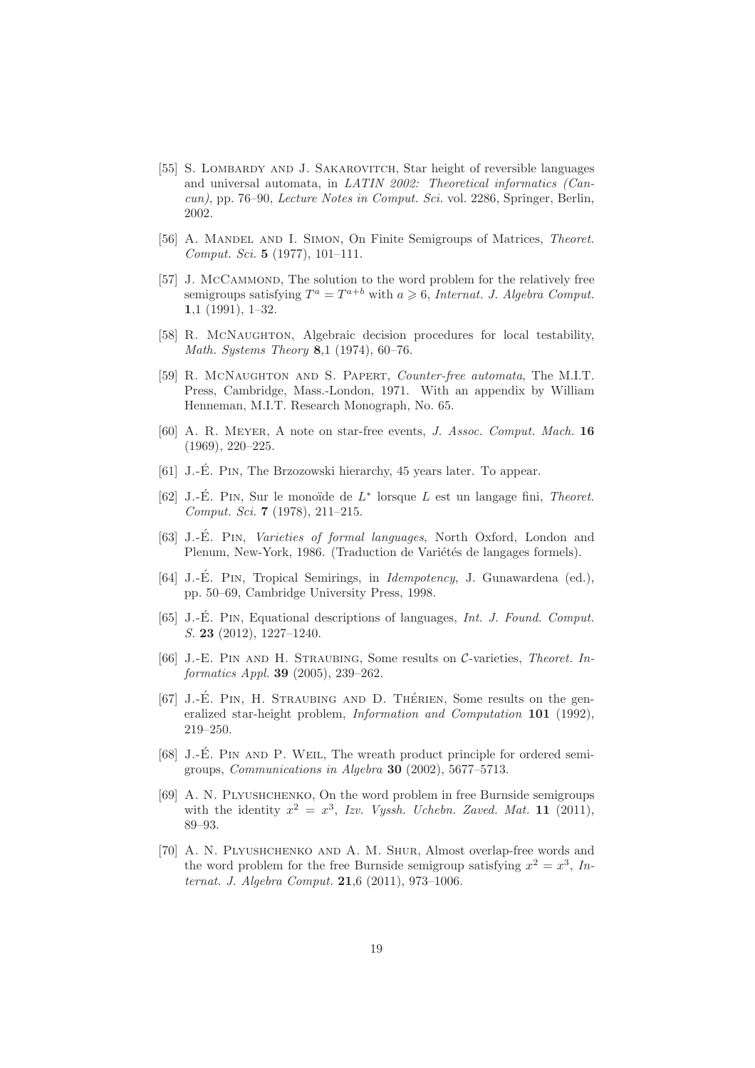[55] S. Lombardy and J. Sakarovitch, Star height of reversible languages and universal automata, in *LATIN 2002: Theoretical informatics (Cancun)*, pp. 76–90, *Lecture Notes in Comput. Sci.* vol. 2286, Springer, Berlin, 2002.

[56] A. Mandel and I. Simon, On Finite Semigroups of Matrices, *Theoret. Comput. Sci.* **5** (1977), 101–111.

[57] J. McCammond, The solution to the word problem for the relatively free semigroups satisfying $T^a = T^{a+b}$ with $a \geqslant 6$, *Internat. J. Algebra Comput.* **1**,1 (1991), 1–32.

[58] R. McNaughton, Algebraic decision procedures for local testability, *Math. Systems Theory* **8**,1 (1974), 60–76.

[59] R. McNaughton and S. Papert, *Counter-free automata*, The M.I.T. Press, Cambridge, Mass.-London, 1971. With an appendix by William Henneman, M.I.T. Research Monograph, No. 65.

[60] A. R. Meyer, A note on star-free events, *J. Assoc. Comput. Mach.* **16** (1969), 220–225.

[61] J.-É. Pin, The Brzozowski hierarchy, 45 years later. To appear.

[62] J.-É. Pin, Sur le monoïde de $L^*$ lorsque $L$ est un langage fini, *Theoret. Comput. Sci.* **7** (1978), 211–215.

[63] J.-É. Pin, *Varieties of formal languages*, North Oxford, London and Plenum, New-York, 1986. (Traduction de Variétés de langages formels).

[64] J.-É. Pin, Tropical Semirings, in *Idempotency*, J. Gunawardena (ed.), pp. 50–69, Cambridge University Press, 1998.

[65] J.-É. Pin, Equational descriptions of languages, *Int. J. Found. Comput. S.* **23** (2012), 1227–1240.

[66] J.-E. Pin and H. Straubing, Some results on $\mathcal{C}$-varieties, *Theoret. Informatics Appl.* **39** (2005), 239–262.

[67] J.-É. Pin, H. Straubing and D. Thérien, Some results on the generalized star-height problem, *Information and Computation* **101** (1992), 219–250.

[68] J.-É. Pin and P. Weil, The wreath product principle for ordered semigroups, *Communications in Algebra* **30** (2002), 5677–5713.

[69] A. N. Plyushchenko, On the word problem in free Burnside semigroups with the identity $x^2 = x^3$, *Izv. Vyssh. Uchebn. Zaved. Mat.* **11** (2011), 89–93.

[70] A. N. Plyushchenko and A. M. Shur, Almost overlap-free words and the word problem for the free Burnside semigroup satisfying $x^2 = x^3$, *Internat. J. Algebra Comput.* **21**,6 (2011), 973–1006.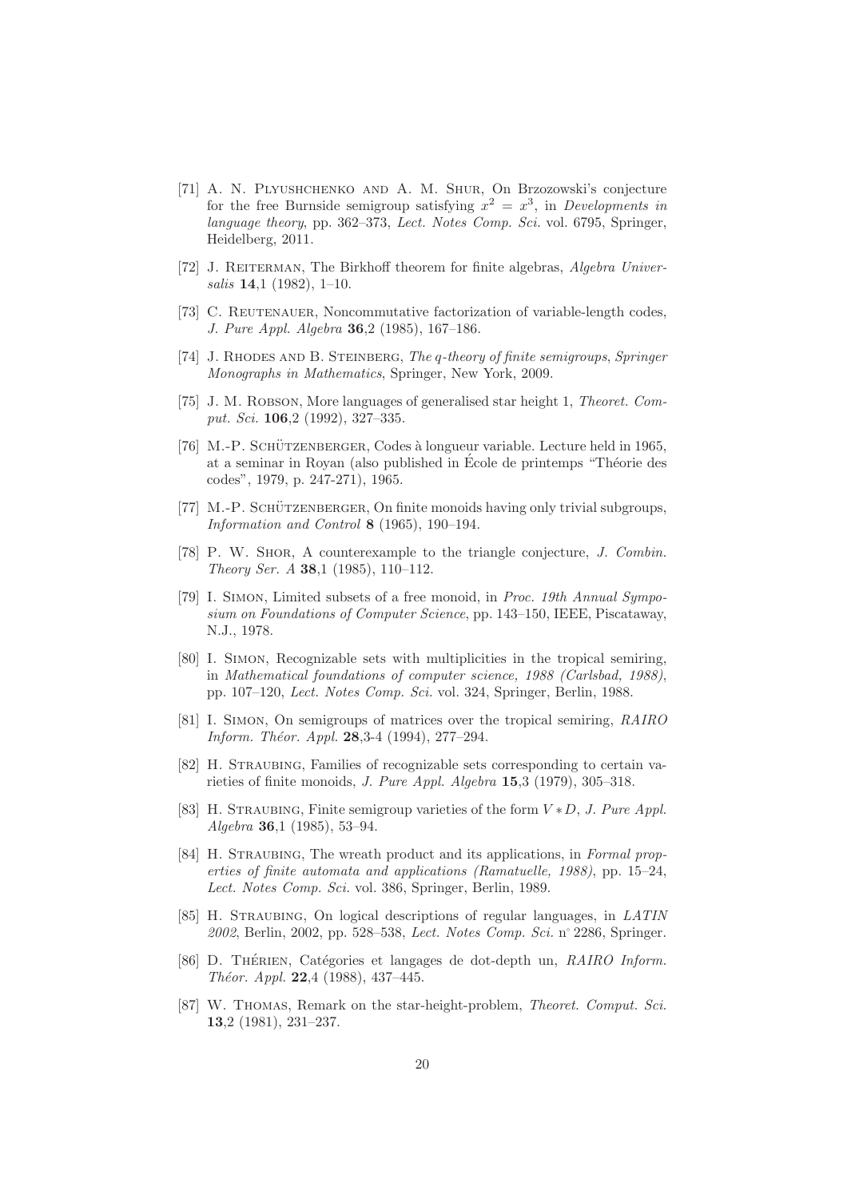[71] A. N. Plyushchenko and A. M. Shur, On Brzozowski's conjecture for the free Burnside semigroup satisfying $x^2 = x^3$, in *Developments in language theory*, pp. 362–373, *Lect. Notes Comp. Sci.* vol. 6795, Springer, Heidelberg, 2011.

[72] J. Reiterman, The Birkhoff theorem for finite algebras, *Algebra Universalis* **14**,1 (1982), 1–10.

[73] C. Reutenauer, Noncommutative factorization of variable-length codes, *J. Pure Appl. Algebra* **36**,2 (1985), 167–186.

[74] J. Rhodes and B. Steinberg, *The q-theory of finite semigroups*, *Springer Monographs in Mathematics*, Springer, New York, 2009.

[75] J. M. Robson, More languages of generalised star height 1, *Theoret. Comput. Sci.* **106**,2 (1992), 327–335.

[76] M.-P. Schützenberger, Codes à longueur variable. Lecture held in 1965, at a seminar in Royan (also published in École de printemps "Théorie des codes", 1979, p. 247-271), 1965.

[77] M.-P. Schützenberger, On finite monoids having only trivial subgroups, *Information and Control* **8** (1965), 190–194.

[78] P. W. Shor, A counterexample to the triangle conjecture, *J. Combin. Theory Ser. A* **38**,1 (1985), 110–112.

[79] I. Simon, Limited subsets of a free monoid, in *Proc. 19th Annual Symposium on Foundations of Computer Science*, pp. 143–150, IEEE, Piscataway, N.J., 1978.

[80] I. Simon, Recognizable sets with multiplicities in the tropical semiring, in *Mathematical foundations of computer science, 1988 (Carlsbad, 1988)*, pp. 107–120, *Lect. Notes Comp. Sci.* vol. 324, Springer, Berlin, 1988.

[81] I. Simon, On semigroups of matrices over the tropical semiring, *RAIRO Inform. Théor. Appl.* **28**,3-4 (1994), 277–294.

[82] H. Straubing, Families of recognizable sets corresponding to certain varieties of finite monoids, *J. Pure Appl. Algebra* **15**,3 (1979), 305–318.

[83] H. Straubing, Finite semigroup varieties of the form $V * D$, *J. Pure Appl. Algebra* **36**,1 (1985), 53–94.

[84] H. Straubing, The wreath product and its applications, in *Formal properties of finite automata and applications (Ramatuelle, 1988)*, pp. 15–24, *Lect. Notes Comp. Sci.* vol. 386, Springer, Berlin, 1989.

[85] H. Straubing, On logical descriptions of regular languages, in *LATIN 2002*, Berlin, 2002, pp. 528–538, *Lect. Notes Comp. Sci.* n° 2286, Springer.

[86] D. Thérien, Catégories et langages de dot-depth un, *RAIRO Inform. Théor. Appl.* **22**,4 (1988), 437–445.

[87] W. Thomas, Remark on the star-height-problem, *Theoret. Comput. Sci.* **13**,2 (1981), 231–237.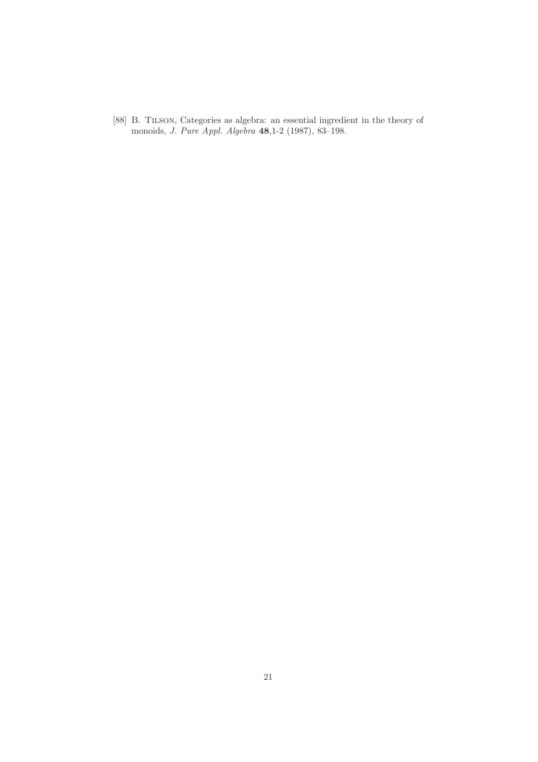[88] B. Tilson, Categories as algebra: an essential ingredient in the theory of monoids, *J. Pure Appl. Algebra* **48**,1-2 (1987), 83–198.